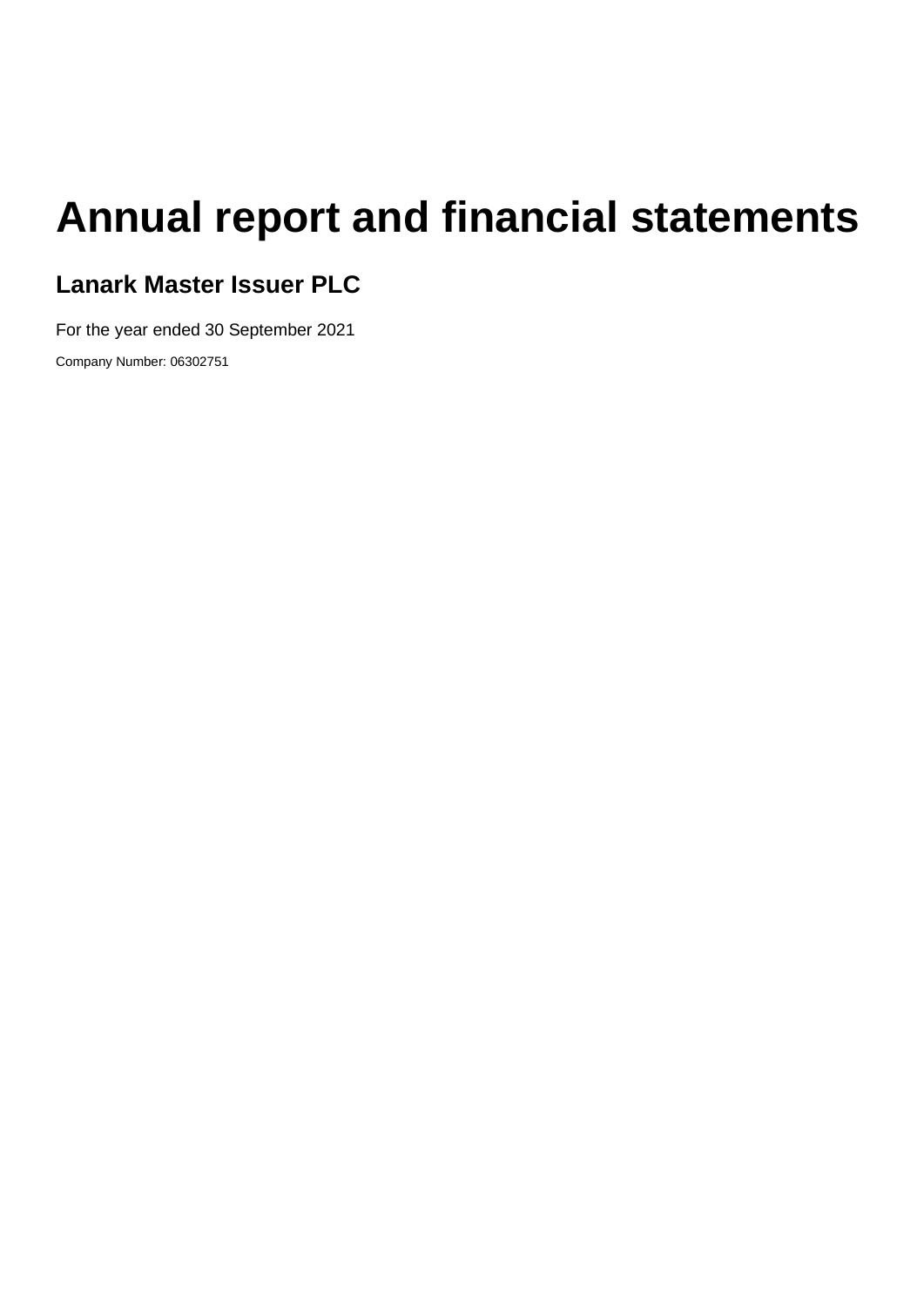# Annual report and financial statements

## Lanark Master Issuer PLC

For the year ended 30 September 2021

Company Number: 06302751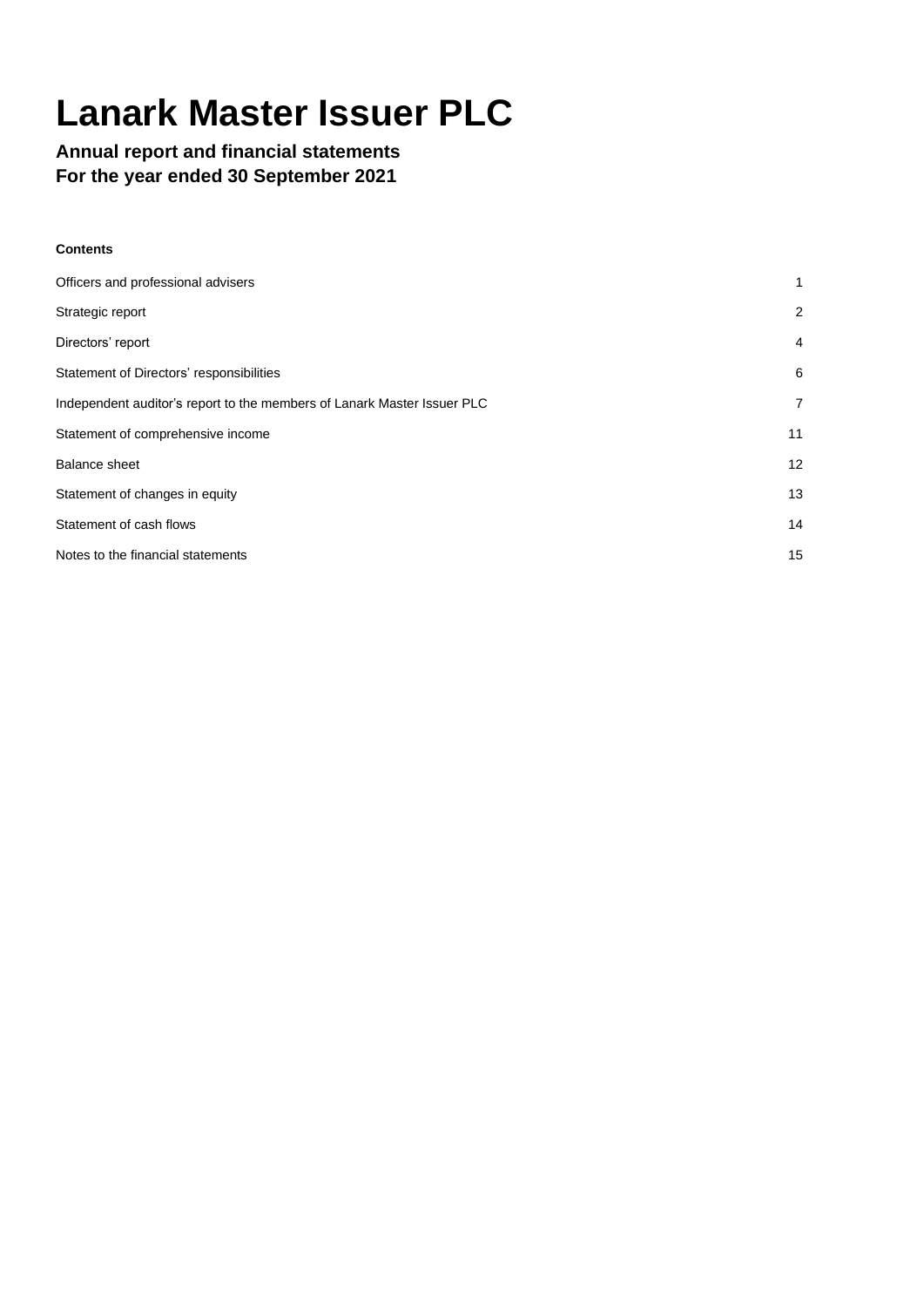# Lanark Master Issuer PLC

**Annual report and financial statements**
**For the year ended 30 September 2021**

**Contents**

| | |
|---|---|
| Officers and professional advisers | 1 |
| Strategic report | 2 |
| Directors' report | 4 |
| Statement of Directors' responsibilities | 6 |
| Independent auditor's report to the members of Lanark Master Issuer PLC | 7 |
| Statement of comprehensive income | 11 |
| Balance sheet | 12 |
| Statement of changes in equity | 13 |
| Statement of cash flows | 14 |
| Notes to the financial statements | 15 |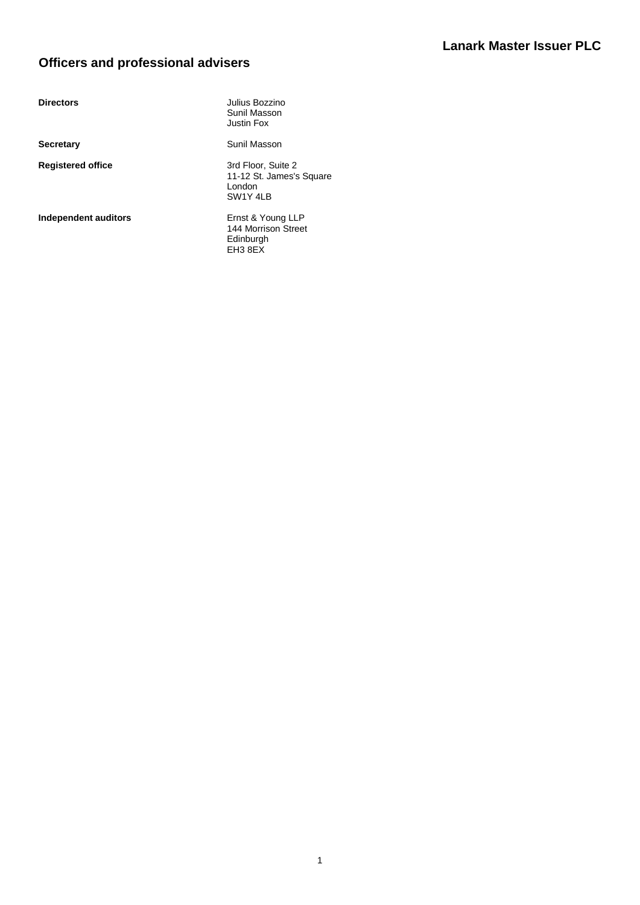# Officers and professional advisers

| | |
|---|---|
| **Directors** | Julius Bozzino<br>Sunil Masson<br>Justin Fox |
| **Secretary** | Sunil Masson |
| **Registered office** | 3rd Floor, Suite 2<br>11-12 St. James's Square<br>London<br>SW1Y 4LB |
| **Independent auditors** | Ernst & Young LLP<br>144 Morrison Street<br>Edinburgh<br>EH3 8EX |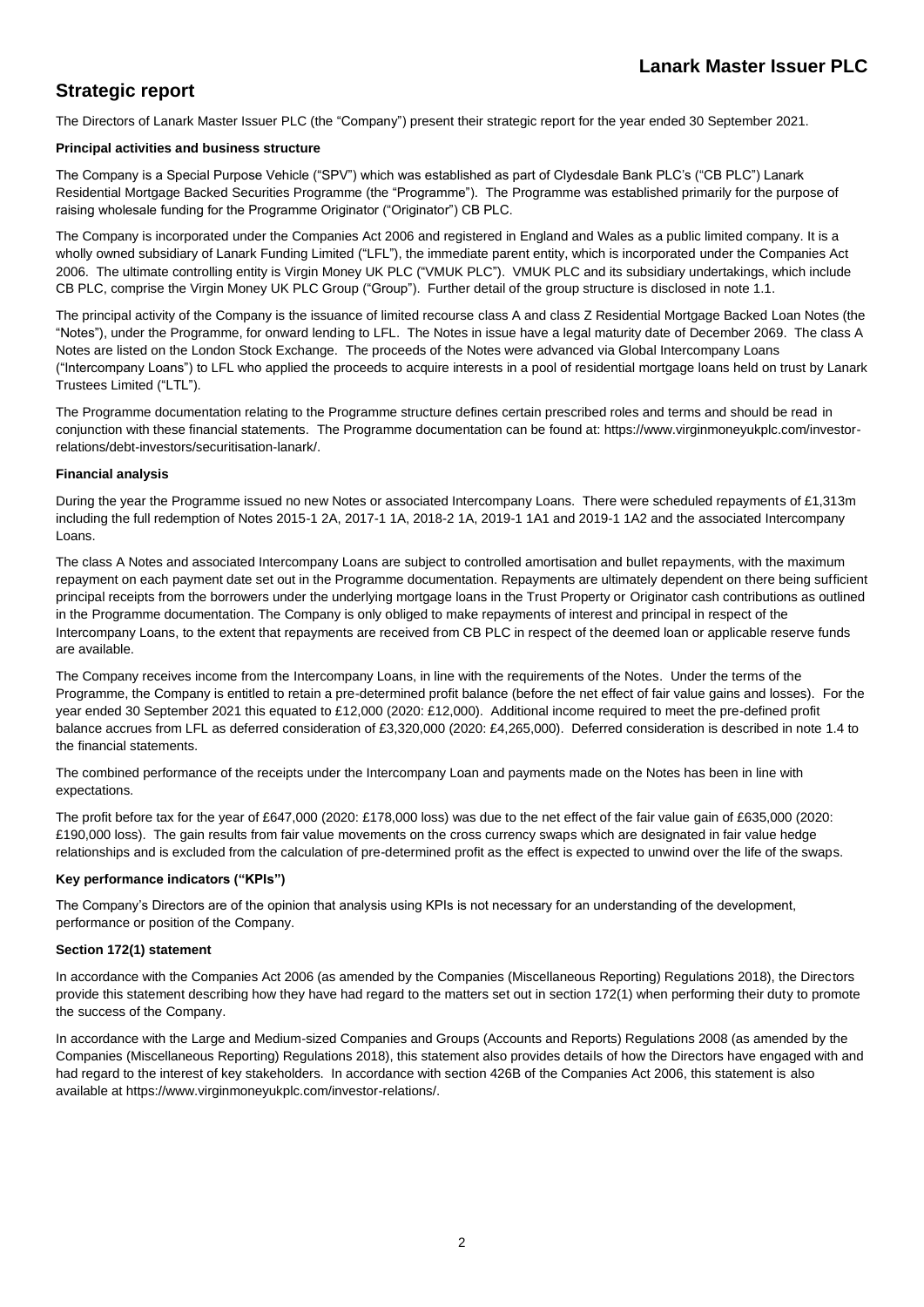## Strategic report

The Directors of Lanark Master Issuer PLC (the "Company") present their strategic report for the year ended 30 September 2021.

### Principal activities and business structure

The Company is a Special Purpose Vehicle ("SPV") which was established as part of Clydesdale Bank PLC's ("CB PLC") Lanark Residential Mortgage Backed Securities Programme (the "Programme"). The Programme was established primarily for the purpose of raising wholesale funding for the Programme Originator ("Originator") CB PLC.

The Company is incorporated under the Companies Act 2006 and registered in England and Wales as a public limited company. It is a wholly owned subsidiary of Lanark Funding Limited ("LFL"), the immediate parent entity, which is incorporated under the Companies Act 2006. The ultimate controlling entity is Virgin Money UK PLC ("VMUK PLC"). VMUK PLC and its subsidiary undertakings, which include CB PLC, comprise the Virgin Money UK PLC Group ("Group"). Further detail of the group structure is disclosed in note 1.1.

The principal activity of the Company is the issuance of limited recourse class A and class Z Residential Mortgage Backed Loan Notes (the "Notes"), under the Programme, for onward lending to LFL. The Notes in issue have a legal maturity date of December 2069. The class A Notes are listed on the London Stock Exchange. The proceeds of the Notes were advanced via Global Intercompany Loans ("Intercompany Loans") to LFL who applied the proceeds to acquire interests in a pool of residential mortgage loans held on trust by Lanark Trustees Limited ("LTL").

The Programme documentation relating to the Programme structure defines certain prescribed roles and terms and should be read in conjunction with these financial statements. The Programme documentation can be found at: https://www.virginmoneyukplc.com/investor-relations/debt-investors/securitisation-lanark/.

### Financial analysis

During the year the Programme issued no new Notes or associated Intercompany Loans. There were scheduled repayments of £1,313m including the full redemption of Notes 2015-1 2A, 2017-1 1A, 2018-2 1A, 2019-1 1A1 and 2019-1 1A2 and the associated Intercompany Loans.

The class A Notes and associated Intercompany Loans are subject to controlled amortisation and bullet repayments, with the maximum repayment on each payment date set out in the Programme documentation. Repayments are ultimately dependent on there being sufficient principal receipts from the borrowers under the underlying mortgage loans in the Trust Property or Originator cash contributions as outlined in the Programme documentation. The Company is only obliged to make repayments of interest and principal in respect of the Intercompany Loans, to the extent that repayments are received from CB PLC in respect of the deemed loan or applicable reserve funds are available.

The Company receives income from the Intercompany Loans, in line with the requirements of the Notes. Under the terms of the Programme, the Company is entitled to retain a pre-determined profit balance (before the net effect of fair value gains and losses). For the year ended 30 September 2021 this equated to £12,000 (2020: £12,000). Additional income required to meet the pre-defined profit balance accrues from LFL as deferred consideration of £3,320,000 (2020: £4,265,000). Deferred consideration is described in note 1.4 to the financial statements.

The combined performance of the receipts under the Intercompany Loan and payments made on the Notes has been in line with expectations.

The profit before tax for the year of £647,000 (2020: £178,000 loss) was due to the net effect of the fair value gain of £635,000 (2020: £190,000 loss). The gain results from fair value movements on the cross currency swaps which are designated in fair value hedge relationships and is excluded from the calculation of pre-determined profit as the effect is expected to unwind over the life of the swaps.

### Key performance indicators ("KPIs")

The Company's Directors are of the opinion that analysis using KPIs is not necessary for an understanding of the development, performance or position of the Company.

### Section 172(1) statement

In accordance with the Companies Act 2006 (as amended by the Companies (Miscellaneous Reporting) Regulations 2018), the Directors provide this statement describing how they have had regard to the matters set out in section 172(1) when performing their duty to promote the success of the Company.

In accordance with the Large and Medium-sized Companies and Groups (Accounts and Reports) Regulations 2008 (as amended by the Companies (Miscellaneous Reporting) Regulations 2018), this statement also provides details of how the Directors have engaged with and had regard to the interest of key stakeholders. In accordance with section 426B of the Companies Act 2006, this statement is also available at https://www.virginmoneyukplc.com/investor-relations/.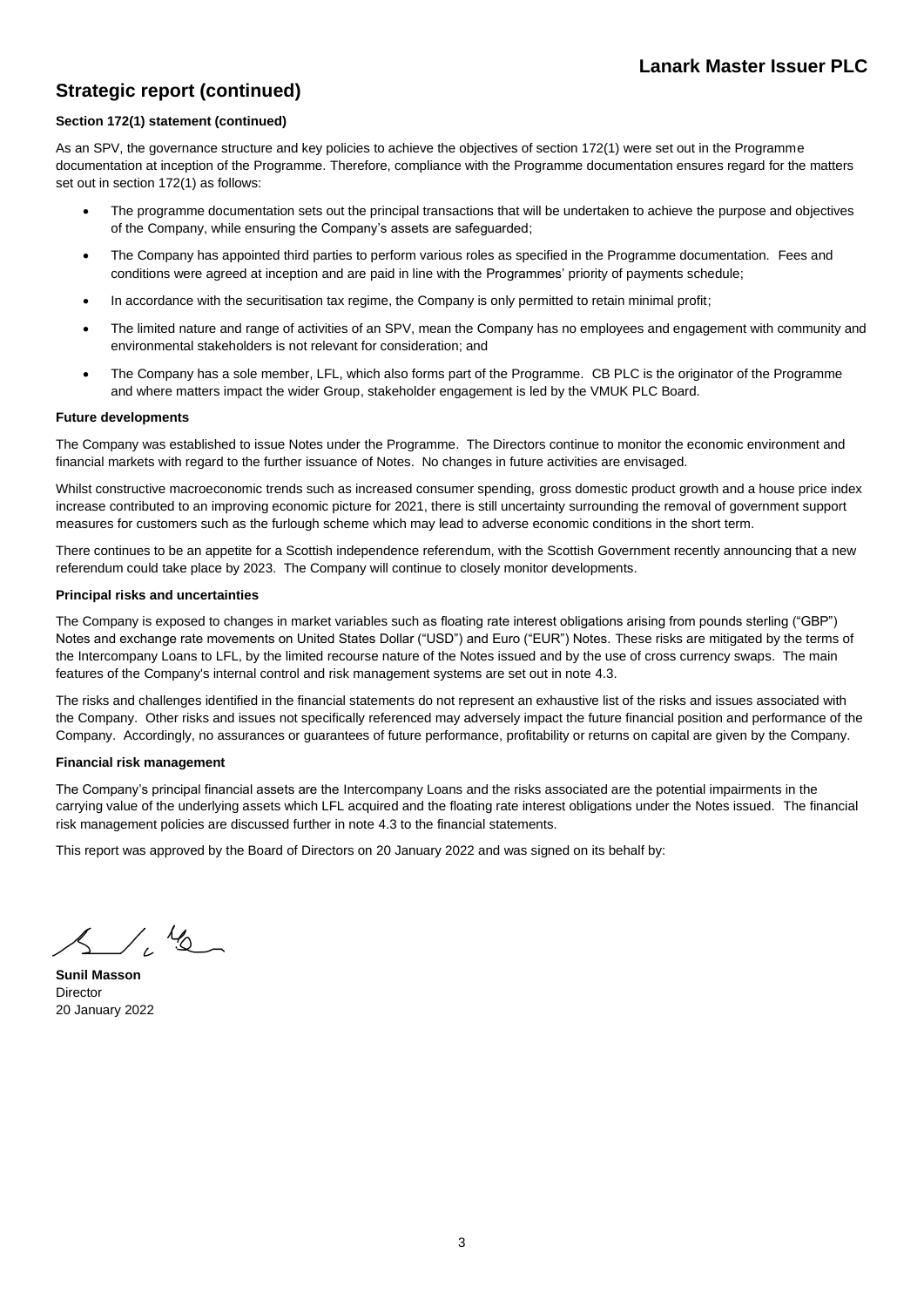## Strategic report (continued)

**Section 172(1) statement (continued)**

As an SPV, the governance structure and key policies to achieve the objectives of section 172(1) were set out in the Programme documentation at inception of the Programme. Therefore, compliance with the Programme documentation ensures regard for the matters set out in section 172(1) as follows:

- The programme documentation sets out the principal transactions that will be undertaken to achieve the purpose and objectives of the Company, while ensuring the Company's assets are safeguarded;
- The Company has appointed third parties to perform various roles as specified in the Programme documentation. Fees and conditions were agreed at inception and are paid in line with the Programmes' priority of payments schedule;
- In accordance with the securitisation tax regime, the Company is only permitted to retain minimal profit;
- The limited nature and range of activities of an SPV, mean the Company has no employees and engagement with community and environmental stakeholders is not relevant for consideration; and
- The Company has a sole member, LFL, which also forms part of the Programme. CB PLC is the originator of the Programme and where matters impact the wider Group, stakeholder engagement is led by the VMUK PLC Board.

**Future developments**

The Company was established to issue Notes under the Programme. The Directors continue to monitor the economic environment and financial markets with regard to the further issuance of Notes. No changes in future activities are envisaged.

Whilst constructive macroeconomic trends such as increased consumer spending, gross domestic product growth and a house price index increase contributed to an improving economic picture for 2021, there is still uncertainty surrounding the removal of government support measures for customers such as the furlough scheme which may lead to adverse economic conditions in the short term.

There continues to be an appetite for a Scottish independence referendum, with the Scottish Government recently announcing that a new referendum could take place by 2023. The Company will continue to closely monitor developments.

**Principal risks and uncertainties**

The Company is exposed to changes in market variables such as floating rate interest obligations arising from pounds sterling ("GBP") Notes and exchange rate movements on United States Dollar ("USD") and Euro ("EUR") Notes. These risks are mitigated by the terms of the Intercompany Loans to LFL, by the limited recourse nature of the Notes issued and by the use of cross currency swaps. The main features of the Company's internal control and risk management systems are set out in note 4.3.

The risks and challenges identified in the financial statements do not represent an exhaustive list of the risks and issues associated with the Company. Other risks and issues not specifically referenced may adversely impact the future financial position and performance of the Company. Accordingly, no assurances or guarantees of future performance, profitability or returns on capital are given by the Company.

**Financial risk management**

The Company's principal financial assets are the Intercompany Loans and the risks associated are the potential impairments in the carrying value of the underlying assets which LFL acquired and the floating rate interest obligations under the Notes issued. The financial risk management policies are discussed further in note 4.3 to the financial statements.

This report was approved by the Board of Directors on 20 January 2022 and was signed on its behalf by:

**Sunil Masson**
Director
20 January 2022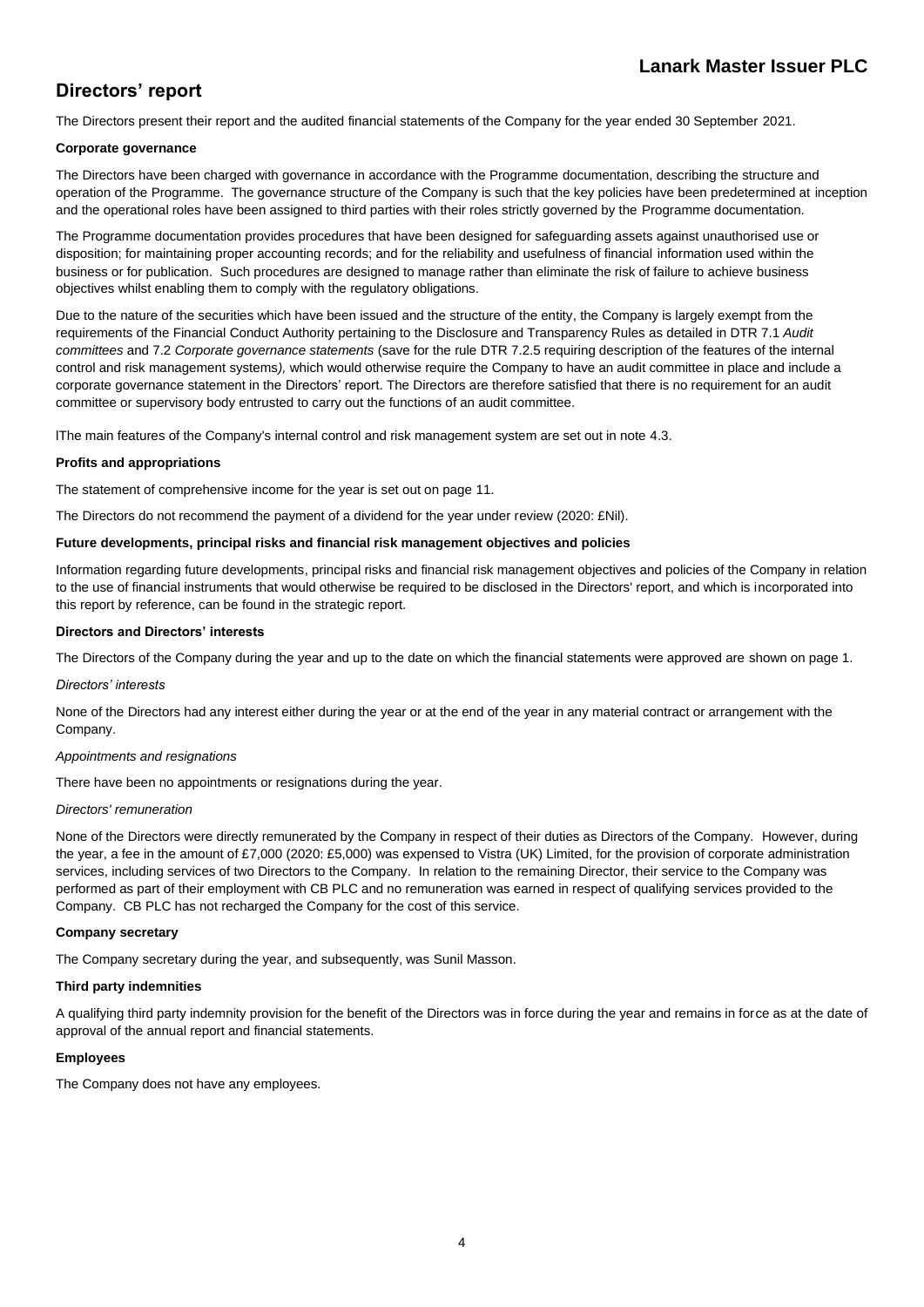# Directors' report

The Directors present their report and the audited financial statements of the Company for the year ended 30 September 2021.

**Corporate governance**

The Directors have been charged with governance in accordance with the Programme documentation, describing the structure and operation of the Programme. The governance structure of the Company is such that the key policies have been predetermined at inception and the operational roles have been assigned to third parties with their roles strictly governed by the Programme documentation.

The Programme documentation provides procedures that have been designed for safeguarding assets against unauthorised use or disposition; for maintaining proper accounting records; and for the reliability and usefulness of financial information used within the business or for publication. Such procedures are designed to manage rather than eliminate the risk of failure to achieve business objectives whilst enabling them to comply with the regulatory obligations.

Due to the nature of the securities which have been issued and the structure of the entity, the Company is largely exempt from the requirements of the Financial Conduct Authority pertaining to the Disclosure and Transparency Rules as detailed in DTR 7.1 *Audit committees* and 7.2 *Corporate governance statements* (save for the rule DTR 7.2.5 requiring description of the features of the internal control and risk management systems*),* which would otherwise require the Company to have an audit committee in place and include a corporate governance statement in the Directors' report. The Directors are therefore satisfied that there is no requirement for an audit committee or supervisory body entrusted to carry out the functions of an audit committee.

lThe main features of the Company's internal control and risk management system are set out in note 4.3.

**Profits and appropriations**

The statement of comprehensive income for the year is set out on page 11.

The Directors do not recommend the payment of a dividend for the year under review (2020: £Nil).

**Future developments, principal risks and financial risk management objectives and policies**

Information regarding future developments, principal risks and financial risk management objectives and policies of the Company in relation to the use of financial instruments that would otherwise be required to be disclosed in the Directors' report, and which is incorporated into this report by reference, can be found in the strategic report.

**Directors and Directors' interests**

The Directors of the Company during the year and up to the date on which the financial statements were approved are shown on page 1.

*Directors' interests*

None of the Directors had any interest either during the year or at the end of the year in any material contract or arrangement with the Company.

*Appointments and resignations*

There have been no appointments or resignations during the year.

*Directors' remuneration*

None of the Directors were directly remunerated by the Company in respect of their duties as Directors of the Company. However, during the year, a fee in the amount of £7,000 (2020: £5,000) was expensed to Vistra (UK) Limited, for the provision of corporate administration services, including services of two Directors to the Company. In relation to the remaining Director, their service to the Company was performed as part of their employment with CB PLC and no remuneration was earned in respect of qualifying services provided to the Company. CB PLC has not recharged the Company for the cost of this service.

**Company secretary**

The Company secretary during the year, and subsequently, was Sunil Masson.

**Third party indemnities**

A qualifying third party indemnity provision for the benefit of the Directors was in force during the year and remains in force as at the date of approval of the annual report and financial statements.

**Employees**

The Company does not have any employees.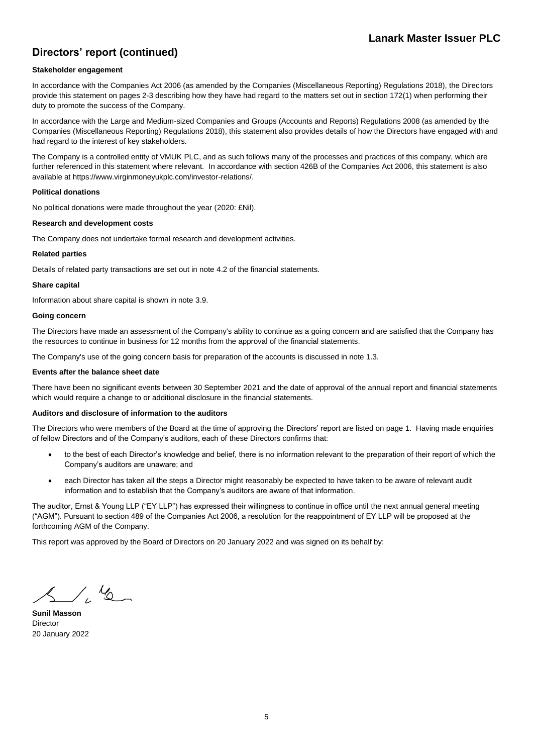# Directors' report (continued)

**Stakeholder engagement**

In accordance with the Companies Act 2006 (as amended by the Companies (Miscellaneous Reporting) Regulations 2018), the Directors provide this statement on pages 2-3 describing how they have had regard to the matters set out in section 172(1) when performing their duty to promote the success of the Company.

In accordance with the Large and Medium-sized Companies and Groups (Accounts and Reports) Regulations 2008 (as amended by the Companies (Miscellaneous Reporting) Regulations 2018), this statement also provides details of how the Directors have engaged with and had regard to the interest of key stakeholders.

The Company is a controlled entity of VMUK PLC, and as such follows many of the processes and practices of this company, which are further referenced in this statement where relevant. In accordance with section 426B of the Companies Act 2006, this statement is also available at https://www.virginmoneyukplc.com/investor-relations/.

**Political donations**

No political donations were made throughout the year (2020: £Nil).

**Research and development costs**

The Company does not undertake formal research and development activities.

**Related parties**

Details of related party transactions are set out in note 4.2 of the financial statements.

**Share capital**

Information about share capital is shown in note 3.9.

**Going concern**

The Directors have made an assessment of the Company's ability to continue as a going concern and are satisfied that the Company has the resources to continue in business for 12 months from the approval of the financial statements.

The Company's use of the going concern basis for preparation of the accounts is discussed in note 1.3.

**Events after the balance sheet date**

There have been no significant events between 30 September 2021 and the date of approval of the annual report and financial statements which would require a change to or additional disclosure in the financial statements.

**Auditors and disclosure of information to the auditors**

The Directors who were members of the Board at the time of approving the Directors' report are listed on page 1. Having made enquiries of fellow Directors and of the Company's auditors, each of these Directors confirms that:

- to the best of each Director's knowledge and belief, there is no information relevant to the preparation of their report of which the Company's auditors are unaware; and
- each Director has taken all the steps a Director might reasonably be expected to have taken to be aware of relevant audit information and to establish that the Company's auditors are aware of that information.

The auditor, Ernst & Young LLP ("EY LLP") has expressed their willingness to continue in office until the next annual general meeting ("AGM"). Pursuant to section 489 of the Companies Act 2006, a resolution for the reappointment of EY LLP will be proposed at the forthcoming AGM of the Company.

This report was approved by the Board of Directors on 20 January 2022 and was signed on its behalf by:

**Sunil Masson**
Director
20 January 2022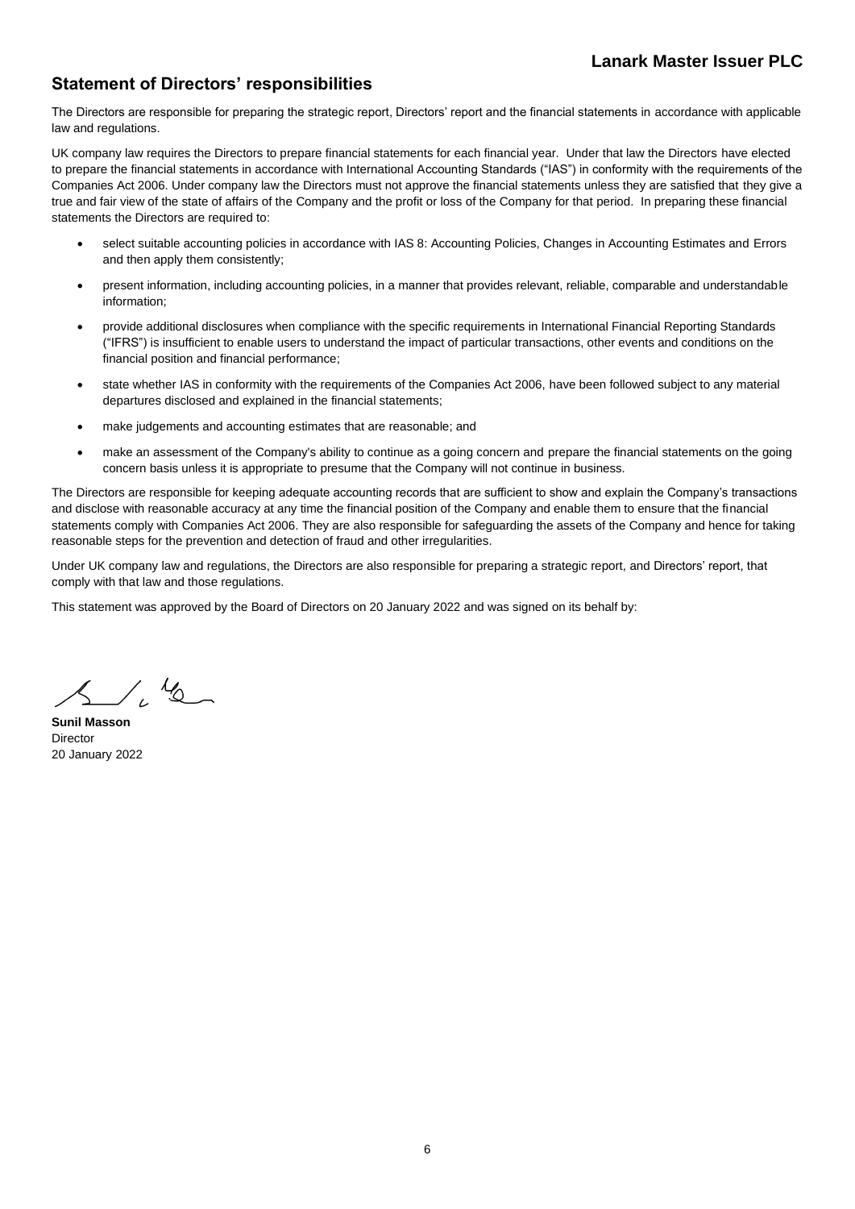## Statement of Directors' responsibilities

The Directors are responsible for preparing the strategic report, Directors' report and the financial statements in accordance with applicable law and regulations.

UK company law requires the Directors to prepare financial statements for each financial year. Under that law the Directors have elected to prepare the financial statements in accordance with International Accounting Standards ("IAS") in conformity with the requirements of the Companies Act 2006. Under company law the Directors must not approve the financial statements unless they are satisfied that they give a true and fair view of the state of affairs of the Company and the profit or loss of the Company for that period. In preparing these financial statements the Directors are required to:

- select suitable accounting policies in accordance with IAS 8: Accounting Policies, Changes in Accounting Estimates and Errors and then apply them consistently;
- present information, including accounting policies, in a manner that provides relevant, reliable, comparable and understandable information;
- provide additional disclosures when compliance with the specific requirements in International Financial Reporting Standards ("IFRS") is insufficient to enable users to understand the impact of particular transactions, other events and conditions on the financial position and financial performance;
- state whether IAS in conformity with the requirements of the Companies Act 2006, have been followed subject to any material departures disclosed and explained in the financial statements;
- make judgements and accounting estimates that are reasonable; and
- make an assessment of the Company's ability to continue as a going concern and prepare the financial statements on the going concern basis unless it is appropriate to presume that the Company will not continue in business.

The Directors are responsible for keeping adequate accounting records that are sufficient to show and explain the Company's transactions and disclose with reasonable accuracy at any time the financial position of the Company and enable them to ensure that the financial statements comply with Companies Act 2006. They are also responsible for safeguarding the assets of the Company and hence for taking reasonable steps for the prevention and detection of fraud and other irregularities.

Under UK company law and regulations, the Directors are also responsible for preparing a strategic report, and Directors' report, that comply with that law and those regulations.

This statement was approved by the Board of Directors on 20 January 2022 and was signed on its behalf by:

**Sunil Masson**
Director
20 January 2022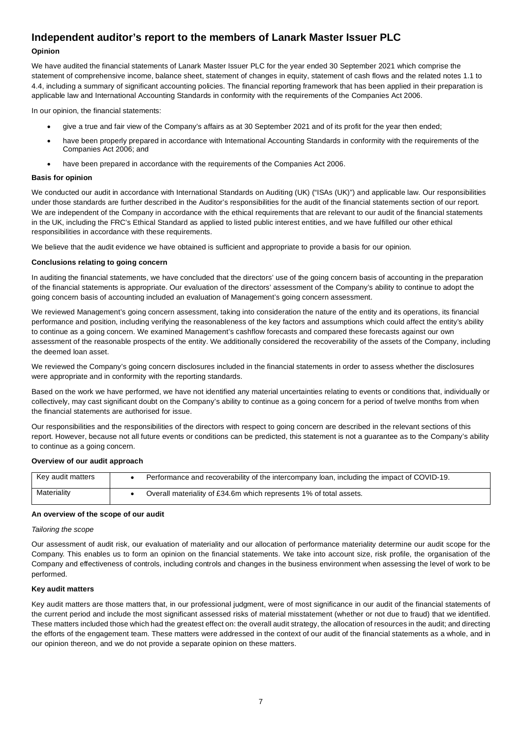# Independent auditor's report to the members of Lanark Master Issuer PLC

**Opinion**

We have audited the financial statements of Lanark Master Issuer PLC for the year ended 30 September 2021 which comprise the statement of comprehensive income, balance sheet, statement of changes in equity, statement of cash flows and the related notes 1.1 to 4.4, including a summary of significant accounting policies. The financial reporting framework that has been applied in their preparation is applicable law and International Accounting Standards in conformity with the requirements of the Companies Act 2006.

In our opinion, the financial statements:

- give a true and fair view of the Company's affairs as at 30 September 2021 and of its profit for the year then ended;
- have been properly prepared in accordance with International Accounting Standards in conformity with the requirements of the Companies Act 2006; and
- have been prepared in accordance with the requirements of the Companies Act 2006.

**Basis for opinion**

We conducted our audit in accordance with International Standards on Auditing (UK) ("ISAs (UK)") and applicable law. Our responsibilities under those standards are further described in the Auditor's responsibilities for the audit of the financial statements section of our report. We are independent of the Company in accordance with the ethical requirements that are relevant to our audit of the financial statements in the UK, including the FRC's Ethical Standard as applied to listed public interest entities, and we have fulfilled our other ethical responsibilities in accordance with these requirements.

We believe that the audit evidence we have obtained is sufficient and appropriate to provide a basis for our opinion.

**Conclusions relating to going concern**

In auditing the financial statements, we have concluded that the directors' use of the going concern basis of accounting in the preparation of the financial statements is appropriate. Our evaluation of the directors' assessment of the Company's ability to continue to adopt the going concern basis of accounting included an evaluation of Management's going concern assessment.

We reviewed Management's going concern assessment, taking into consideration the nature of the entity and its operations, its financial performance and position, including verifying the reasonableness of the key factors and assumptions which could affect the entity's ability to continue as a going concern. We examined Management's cashflow forecasts and compared these forecasts against our own assessment of the reasonable prospects of the entity. We additionally considered the recoverability of the assets of the Company, including the deemed loan asset.

We reviewed the Company's going concern disclosures included in the financial statements in order to assess whether the disclosures were appropriate and in conformity with the reporting standards.

Based on the work we have performed, we have not identified any material uncertainties relating to events or conditions that, individually or collectively, may cast significant doubt on the Company's ability to continue as a going concern for a period of twelve months from when the financial statements are authorised for issue.

Our responsibilities and the responsibilities of the directors with respect to going concern are described in the relevant sections of this report. However, because not all future events or conditions can be predicted, this statement is not a guarantee as to the Company's ability to continue as a going concern.

**Overview of our audit approach**

| | |
|---|---|
| Key audit matters | • Performance and recoverability of the intercompany loan, including the impact of COVID-19. |
| Materiality | • Overall materiality of £34.6m which represents 1% of total assets. |

**An overview of the scope of our audit**

*Tailoring the scope*

Our assessment of audit risk, our evaluation of materiality and our allocation of performance materiality determine our audit scope for the Company. This enables us to form an opinion on the financial statements. We take into account size, risk profile, the organisation of the Company and effectiveness of controls, including controls and changes in the business environment when assessing the level of work to be performed.

**Key audit matters**

Key audit matters are those matters that, in our professional judgment, were of most significance in our audit of the financial statements of the current period and include the most significant assessed risks of material misstatement (whether or not due to fraud) that we identified. These matters included those which had the greatest effect on: the overall audit strategy, the allocation of resources in the audit; and directing the efforts of the engagement team. These matters were addressed in the context of our audit of the financial statements as a whole, and in our opinion thereon, and we do not provide a separate opinion on these matters.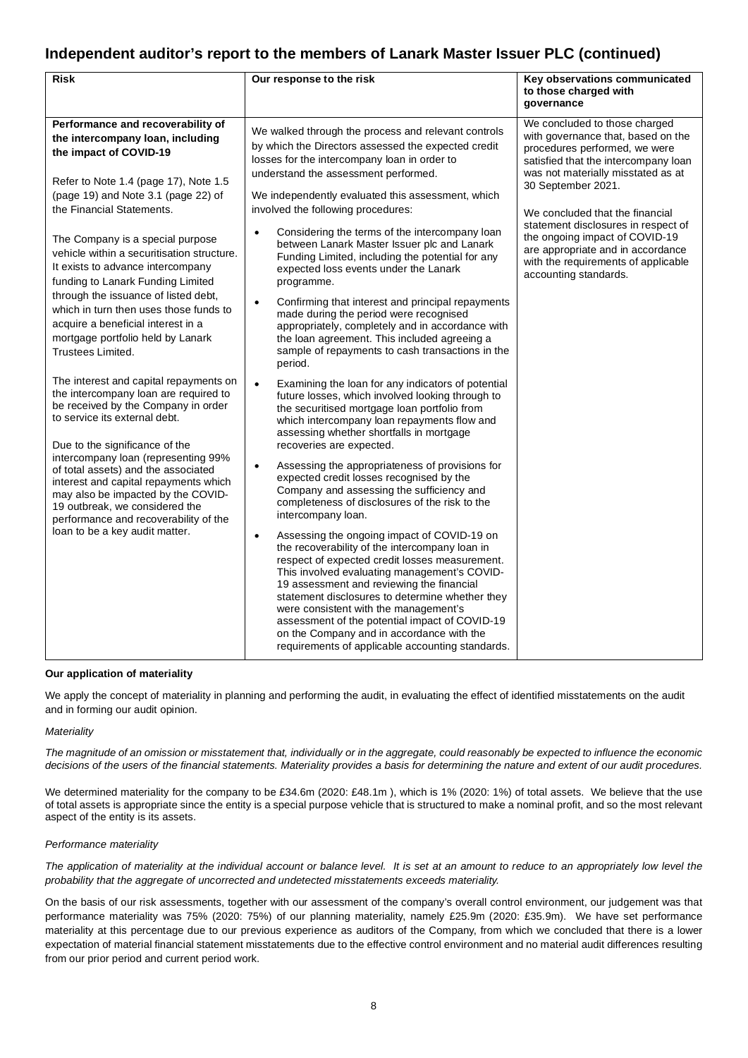# Independent auditor's report to the members of Lanark Master Issuer PLC (continued)

| Risk | Our response to the risk | Key observations communicated to those charged with governance |
|---|---|---|
| **Performance and recoverability of the intercompany loan, including the impact of COVID-19**<br><br>Refer to Note 1.4 (page 17), Note 1.5 (page 19) and Note 3.1 (page 22) of the Financial Statements.<br><br>The Company is a special purpose vehicle within a securitisation structure. It exists to advance intercompany funding to Lanark Funding Limited through the issuance of listed debt, which in turn then uses those funds to acquire a beneficial interest in a mortgage portfolio held by Lanark Trustees Limited.<br><br>The interest and capital repayments on the intercompany loan are required to be received by the Company in order to service its external debt.<br><br>Due to the significance of the intercompany loan (representing 99% of total assets) and the associated interest and capital repayments which may also be impacted by the COVID-19 outbreak, we considered the performance and recoverability of the loan to be a key audit matter. | We walked through the process and relevant controls by which the Directors assessed the expected credit losses for the intercompany loan in order to understand the assessment performed.<br><br>We independently evaluated this assessment, which involved the following procedures:<br><br>• Considering the terms of the intercompany loan between Lanark Master Issuer plc and Lanark Funding Limited, including the potential for any expected loss events under the Lanark programme.<br><br>• Confirming that interest and principal repayments made during the period were recognised appropriately, completely and in accordance with the loan agreement. This included agreeing a sample of repayments to cash transactions in the period.<br><br>• Examining the loan for any indicators of potential future losses, which involved looking through to the securitised mortgage loan portfolio from which intercompany loan repayments flow and assessing whether shortfalls in mortgage recoveries are expected.<br><br>• Assessing the appropriateness of provisions for expected credit losses recognised by the Company and assessing the sufficiency and completeness of disclosures of the risk to the intercompany loan.<br><br>• Assessing the ongoing impact of COVID-19 on the recoverability of the intercompany loan in respect of expected credit losses measurement. This involved evaluating management's COVID-19 assessment and reviewing the financial statement disclosures to determine whether they were consistent with the management's assessment of the potential impact of COVID-19 on the Company and in accordance with the requirements of applicable accounting standards. | We concluded to those charged with governance that, based on the procedures performed, we were satisfied that the intercompany loan was not materially misstated as at 30 September 2021.<br><br>We concluded that the financial statement disclosures in respect of the ongoing impact of COVID-19 are appropriate and in accordance with the requirements of applicable accounting standards. |

**Our application of materiality**

We apply the concept of materiality in planning and performing the audit, in evaluating the effect of identified misstatements on the audit and in forming our audit opinion.

*Materiality*

*The magnitude of an omission or misstatement that, individually or in the aggregate, could reasonably be expected to influence the economic decisions of the users of the financial statements. Materiality provides a basis for determining the nature and extent of our audit procedures.*

We determined materiality for the company to be £34.6m (2020: £48.1m ), which is 1% (2020: 1%) of total assets. We believe that the use of total assets is appropriate since the entity is a special purpose vehicle that is structured to make a nominal profit, and so the most relevant aspect of the entity is its assets.

*Performance materiality*

*The application of materiality at the individual account or balance level. It is set at an amount to reduce to an appropriately low level the probability that the aggregate of uncorrected and undetected misstatements exceeds materiality.*

On the basis of our risk assessments, together with our assessment of the company's overall control environment, our judgement was that performance materiality was 75% (2020: 75%) of our planning materiality, namely £25.9m (2020: £35.9m). We have set performance materiality at this percentage due to our previous experience as auditors of the Company, from which we concluded that there is a lower expectation of material financial statement misstatements due to the effective control environment and no material audit differences resulting from our prior period and current period work.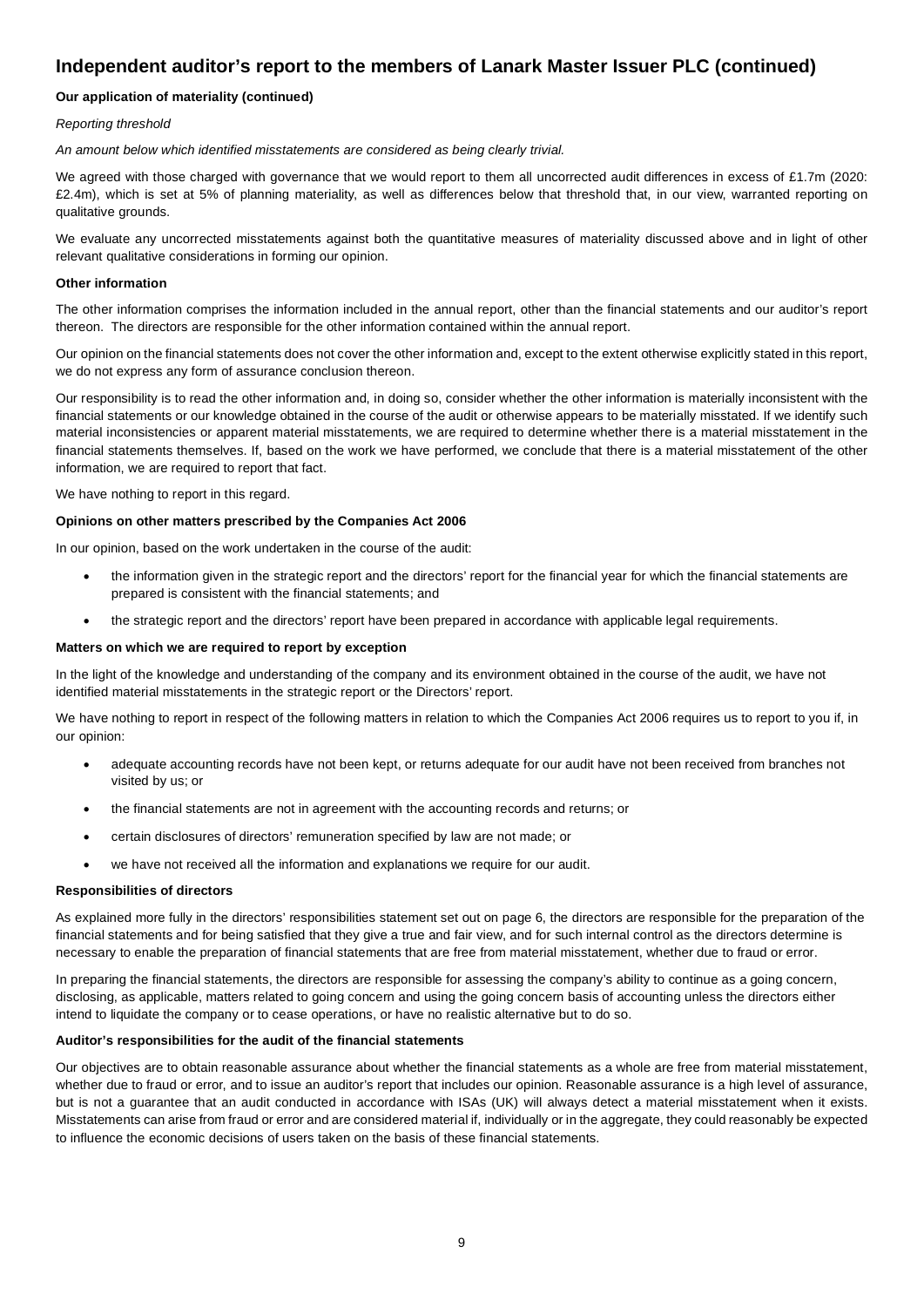# Independent auditor's report to the members of Lanark Master Issuer PLC (continued)

**Our application of materiality (continued)**

*Reporting threshold*

*An amount below which identified misstatements are considered as being clearly trivial.*

We agreed with those charged with governance that we would report to them all uncorrected audit differences in excess of £1.7m (2020: £2.4m), which is set at 5% of planning materiality, as well as differences below that threshold that, in our view, warranted reporting on qualitative grounds.

We evaluate any uncorrected misstatements against both the quantitative measures of materiality discussed above and in light of other relevant qualitative considerations in forming our opinion.

**Other information**

The other information comprises the information included in the annual report, other than the financial statements and our auditor's report thereon. The directors are responsible for the other information contained within the annual report.

Our opinion on the financial statements does not cover the other information and, except to the extent otherwise explicitly stated in this report, we do not express any form of assurance conclusion thereon.

Our responsibility is to read the other information and, in doing so, consider whether the other information is materially inconsistent with the financial statements or our knowledge obtained in the course of the audit or otherwise appears to be materially misstated. If we identify such material inconsistencies or apparent material misstatements, we are required to determine whether there is a material misstatement in the financial statements themselves. If, based on the work we have performed, we conclude that there is a material misstatement of the other information, we are required to report that fact.

We have nothing to report in this regard.

**Opinions on other matters prescribed by the Companies Act 2006**

In our opinion, based on the work undertaken in the course of the audit:

- the information given in the strategic report and the directors' report for the financial year for which the financial statements are prepared is consistent with the financial statements; and
- the strategic report and the directors' report have been prepared in accordance with applicable legal requirements.

**Matters on which we are required to report by exception**

In the light of the knowledge and understanding of the company and its environment obtained in the course of the audit, we have not identified material misstatements in the strategic report or the Directors' report.

We have nothing to report in respect of the following matters in relation to which the Companies Act 2006 requires us to report to you if, in our opinion:

- adequate accounting records have not been kept, or returns adequate for our audit have not been received from branches not visited by us; or
- the financial statements are not in agreement with the accounting records and returns; or
- certain disclosures of directors' remuneration specified by law are not made; or
- we have not received all the information and explanations we require for our audit.

**Responsibilities of directors**

As explained more fully in the directors' responsibilities statement set out on page 6, the directors are responsible for the preparation of the financial statements and for being satisfied that they give a true and fair view, and for such internal control as the directors determine is necessary to enable the preparation of financial statements that are free from material misstatement, whether due to fraud or error.

In preparing the financial statements, the directors are responsible for assessing the company's ability to continue as a going concern, disclosing, as applicable, matters related to going concern and using the going concern basis of accounting unless the directors either intend to liquidate the company or to cease operations, or have no realistic alternative but to do so.

**Auditor's responsibilities for the audit of the financial statements**

Our objectives are to obtain reasonable assurance about whether the financial statements as a whole are free from material misstatement, whether due to fraud or error, and to issue an auditor's report that includes our opinion. Reasonable assurance is a high level of assurance, but is not a guarantee that an audit conducted in accordance with ISAs (UK) will always detect a material misstatement when it exists. Misstatements can arise from fraud or error and are considered material if, individually or in the aggregate, they could reasonably be expected to influence the economic decisions of users taken on the basis of these financial statements.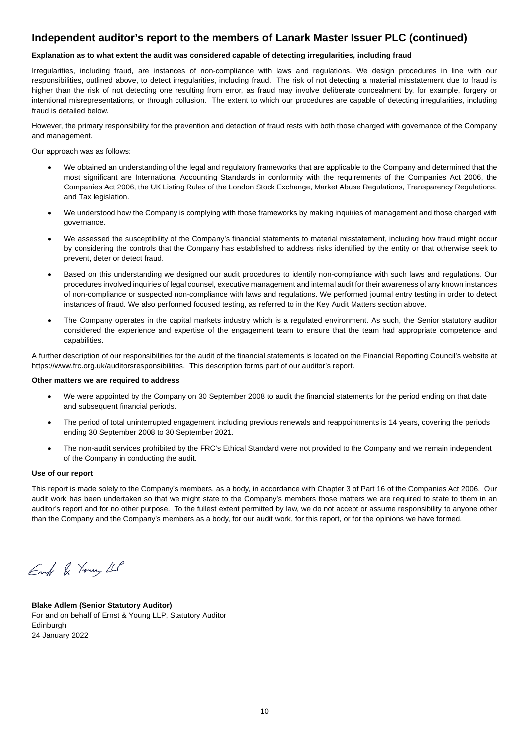## Independent auditor's report to the members of Lanark Master Issuer PLC (continued)

**Explanation as to what extent the audit was considered capable of detecting irregularities, including fraud**

Irregularities, including fraud, are instances of non-compliance with laws and regulations. We design procedures in line with our responsibilities, outlined above, to detect irregularities, including fraud. The risk of not detecting a material misstatement due to fraud is higher than the risk of not detecting one resulting from error, as fraud may involve deliberate concealment by, for example, forgery or intentional misrepresentations, or through collusion. The extent to which our procedures are capable of detecting irregularities, including fraud is detailed below.

However, the primary responsibility for the prevention and detection of fraud rests with both those charged with governance of the Company and management.

Our approach was as follows:

- We obtained an understanding of the legal and regulatory frameworks that are applicable to the Company and determined that the most significant are International Accounting Standards in conformity with the requirements of the Companies Act 2006, the Companies Act 2006, the UK Listing Rules of the London Stock Exchange, Market Abuse Regulations, Transparency Regulations, and Tax legislation.
- We understood how the Company is complying with those frameworks by making inquiries of management and those charged with governance.
- We assessed the susceptibility of the Company's financial statements to material misstatement, including how fraud might occur by considering the controls that the Company has established to address risks identified by the entity or that otherwise seek to prevent, deter or detect fraud.
- Based on this understanding we designed our audit procedures to identify non-compliance with such laws and regulations. Our procedures involved inquiries of legal counsel, executive management and internal audit for their awareness of any known instances of non-compliance or suspected non-compliance with laws and regulations. We performed journal entry testing in order to detect instances of fraud. We also performed focused testing, as referred to in the Key Audit Matters section above.
- The Company operates in the capital markets industry which is a regulated environment. As such, the Senior statutory auditor considered the experience and expertise of the engagement team to ensure that the team had appropriate competence and capabilities.

A further description of our responsibilities for the audit of the financial statements is located on the Financial Reporting Council's website at https://www.frc.org.uk/auditorsresponsibilities. This description forms part of our auditor's report.

**Other matters we are required to address**

- We were appointed by the Company on 30 September 2008 to audit the financial statements for the period ending on that date and subsequent financial periods.
- The period of total uninterrupted engagement including previous renewals and reappointments is 14 years, covering the periods ending 30 September 2008 to 30 September 2021.
- The non-audit services prohibited by the FRC's Ethical Standard were not provided to the Company and we remain independent of the Company in conducting the audit.

**Use of our report**

This report is made solely to the Company's members, as a body, in accordance with Chapter 3 of Part 16 of the Companies Act 2006. Our audit work has been undertaken so that we might state to the Company's members those matters we are required to state to them in an auditor's report and for no other purpose. To the fullest extent permitted by law, we do not accept or assume responsibility to anyone other than the Company and the Company's members as a body, for our audit work, for this report, or for the opinions we have formed.

Ernst & Young LLP

**Blake Adlem (Senior Statutory Auditor)**
For and on behalf of Ernst & Young LLP, Statutory Auditor
Edinburgh
24 January 2022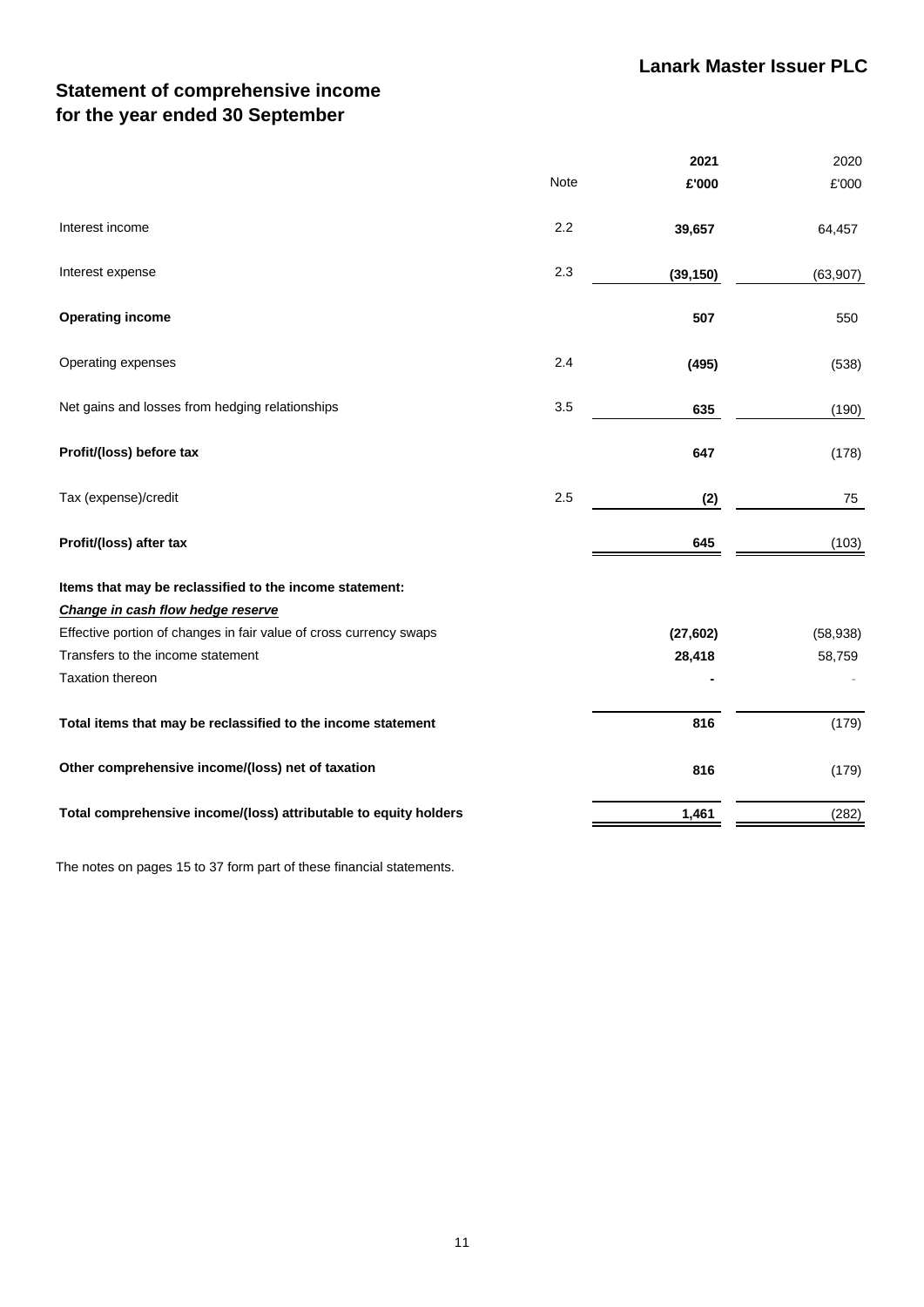# Lanark Master Issuer PLC

## Statement of comprehensive income for the year ended 30 September

| | Note | **2021** **£'000** | 2020 £'000 |
|---|---|---|---|
| Interest income | 2.2 | **39,657** | 64,457 |
| Interest expense | 2.3 | **(39,150)** | (63,907) |
| **Operating income** | | **507** | 550 |
| Operating expenses | 2.4 | **(495)** | (538) |
| Net gains and losses from hedging relationships | 3.5 | **635** | (190) |
| **Profit/(loss) before tax** | | **647** | (178) |
| Tax (expense)/credit | 2.5 | **(2)** | 75 |
| **Profit/(loss) after tax** | | **645** | (103) |
| **Items that may be reclassified to the income statement:** | | | |
| ***Change in cash flow hedge reserve*** | | | |
| Effective portion of changes in fair value of cross currency swaps | | **(27,602)** | (58,938) |
| Transfers to the income statement | | **28,418** | 58,759 |
| Taxation thereon | | **-** | - |
| **Total items that may be reclassified to the income statement** | | **816** | (179) |
| **Other comprehensive income/(loss) net of taxation** | | **816** | (179) |
| **Total comprehensive income/(loss) attributable to equity holders** | | **1,461** | (282) |

The notes on pages 15 to 37 form part of these financial statements.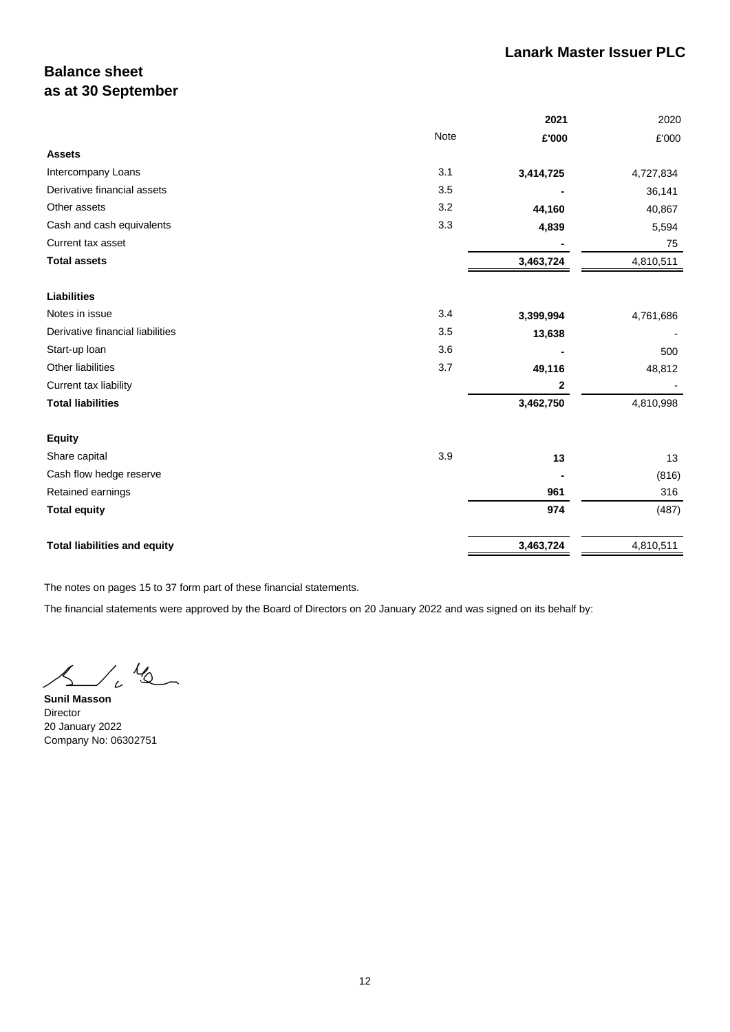# Balance sheet
## as at 30 September

| | Note | 2021 | 2020 |
|---|---|---|---|
| | | **£'000** | £'000 |
| **Assets** | | | |
| Intercompany Loans | 3.1 | **3,414,725** | 4,727,834 |
| Derivative financial assets | 3.5 | **-** | 36,141 |
| Other assets | 3.2 | **44,160** | 40,867 |
| Cash and cash equivalents | 3.3 | **4,839** | 5,594 |
| Current tax asset | | **-** | 75 |
| **Total assets** | | **3,463,724** | 4,810,511 |
| | | | |
| **Liabilities** | | | |
| Notes in issue | 3.4 | **3,399,994** | 4,761,686 |
| Derivative financial liabilities | 3.5 | **13,638** | - |
| Start-up loan | 3.6 | **-** | 500 |
| Other liabilities | 3.7 | **49,116** | 48,812 |
| Current tax liability | | **2** | - |
| **Total liabilities** | | **3,462,750** | 4,810,998 |
| | | | |
| **Equity** | | | |
| Share capital | 3.9 | **13** | 13 |
| Cash flow hedge reserve | | **-** | (816) |
| Retained earnings | | **961** | 316 |
| **Total equity** | | **974** | (487) |
| | | | |
| **Total liabilities and equity** | | **3,463,724** | 4,810,511 |

The notes on pages 15 to 37 form part of these financial statements.

The financial statements were approved by the Board of Directors on 20 January 2022 and was signed on its behalf by:

**Sunil Masson**
Director
20 January 2022
Company No: 06302751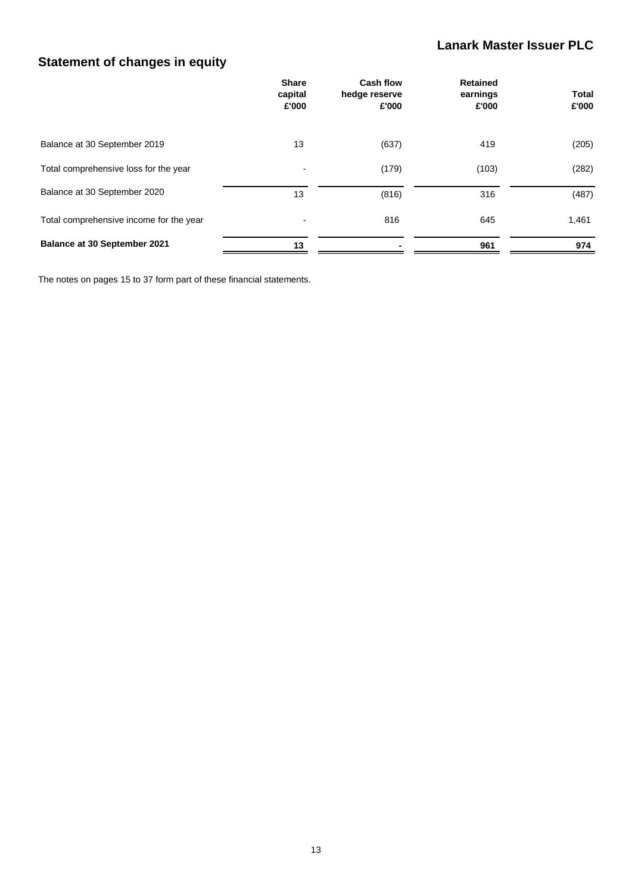## Statement of changes in equity

| | Share capital £'000 | Cash flow hedge reserve £'000 | Retained earnings £'000 | Total £'000 |
|---|---|---|---|---|
| Balance at 30 September 2019 | 13 | (637) | 419 | (205) |
| Total comprehensive loss for the year | - | (179) | (103) | (282) |
| Balance at 30 September 2020 | 13 | (816) | 316 | (487) |
| Total comprehensive income for the year | - | 816 | 645 | 1,461 |
| **Balance at 30 September 2021** | **13** | **-** | **961** | **974** |

The notes on pages 15 to 37 form part of these financial statements.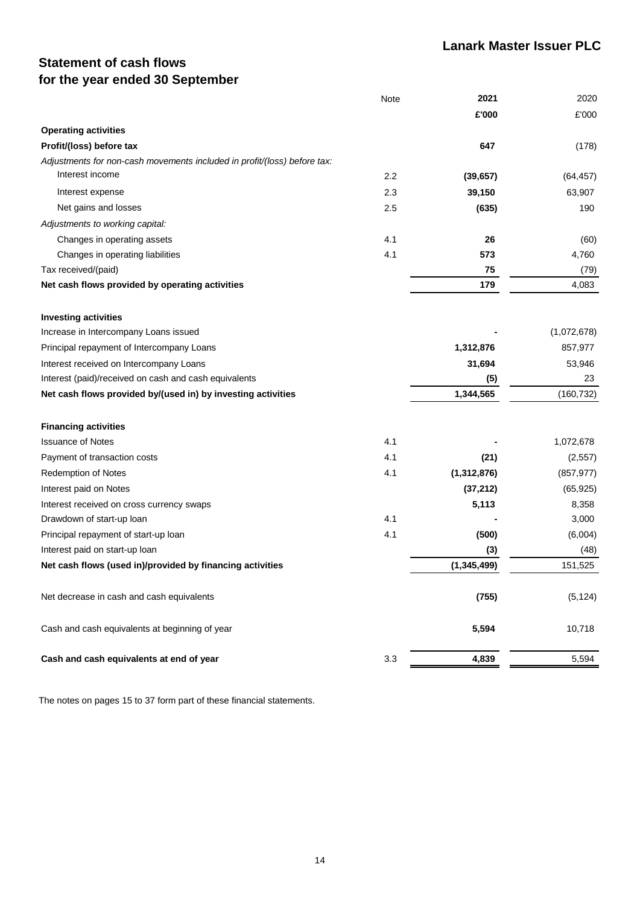**Lanark Master Issuer PLC**

# Statement of cash flows
## for the year ended 30 September

| | Note | 2021 | 2020 |
|---|---|---|---|
| | | **£'000** | £'000 |
| **Operating activities** | | | |
| **Profit/(loss) before tax** | | **647** | (178) |
| *Adjustments for non-cash movements included in profit/(loss) before tax:* | | | |
| Interest income | 2.2 | **(39,657)** | (64,457) |
| Interest expense | 2.3 | **39,150** | 63,907 |
| Net gains and losses | 2.5 | **(635)** | 190 |
| *Adjustments to working capital:* | | | |
| Changes in operating assets | 4.1 | **26** | (60) |
| Changes in operating liabilities | 4.1 | **573** | 4,760 |
| Tax received/(paid) | | **75** | (79) |
| **Net cash flows provided by operating activities** | | **179** | 4,083 |
| | | | |
| **Investing activities** | | | |
| Increase in Intercompany Loans issued | | **-** | (1,072,678) |
| Principal repayment of Intercompany Loans | | **1,312,876** | 857,977 |
| Interest received on Intercompany Loans | | **31,694** | 53,946 |
| Interest (paid)/received on cash and cash equivalents | | **(5)** | 23 |
| **Net cash flows provided by/(used in) by investing activities** | | **1,344,565** | (160,732) |
| | | | |
| **Financing activities** | | | |
| Issuance of Notes | 4.1 | **-** | 1,072,678 |
| Payment of transaction costs | 4.1 | **(21)** | (2,557) |
| Redemption of Notes | 4.1 | **(1,312,876)** | (857,977) |
| Interest paid on Notes | | **(37,212)** | (65,925) |
| Interest received on cross currency swaps | | **5,113** | 8,358 |
| Drawdown of start-up loan | 4.1 | **-** | 3,000 |
| Principal repayment of start-up loan | 4.1 | **(500)** | (6,004) |
| Interest paid on start-up loan | | **(3)** | (48) |
| **Net cash flows (used in)/provided by financing activities** | | **(1,345,499)** | 151,525 |
| | | | |
| Net decrease in cash and cash equivalents | | **(755)** | (5,124) |
| | | | |
| Cash and cash equivalents at beginning of year | | **5,594** | 10,718 |
| | | | |
| **Cash and cash equivalents at end of year** | 3.3 | **4,839** | 5,594 |

The notes on pages 15 to 37 form part of these financial statements.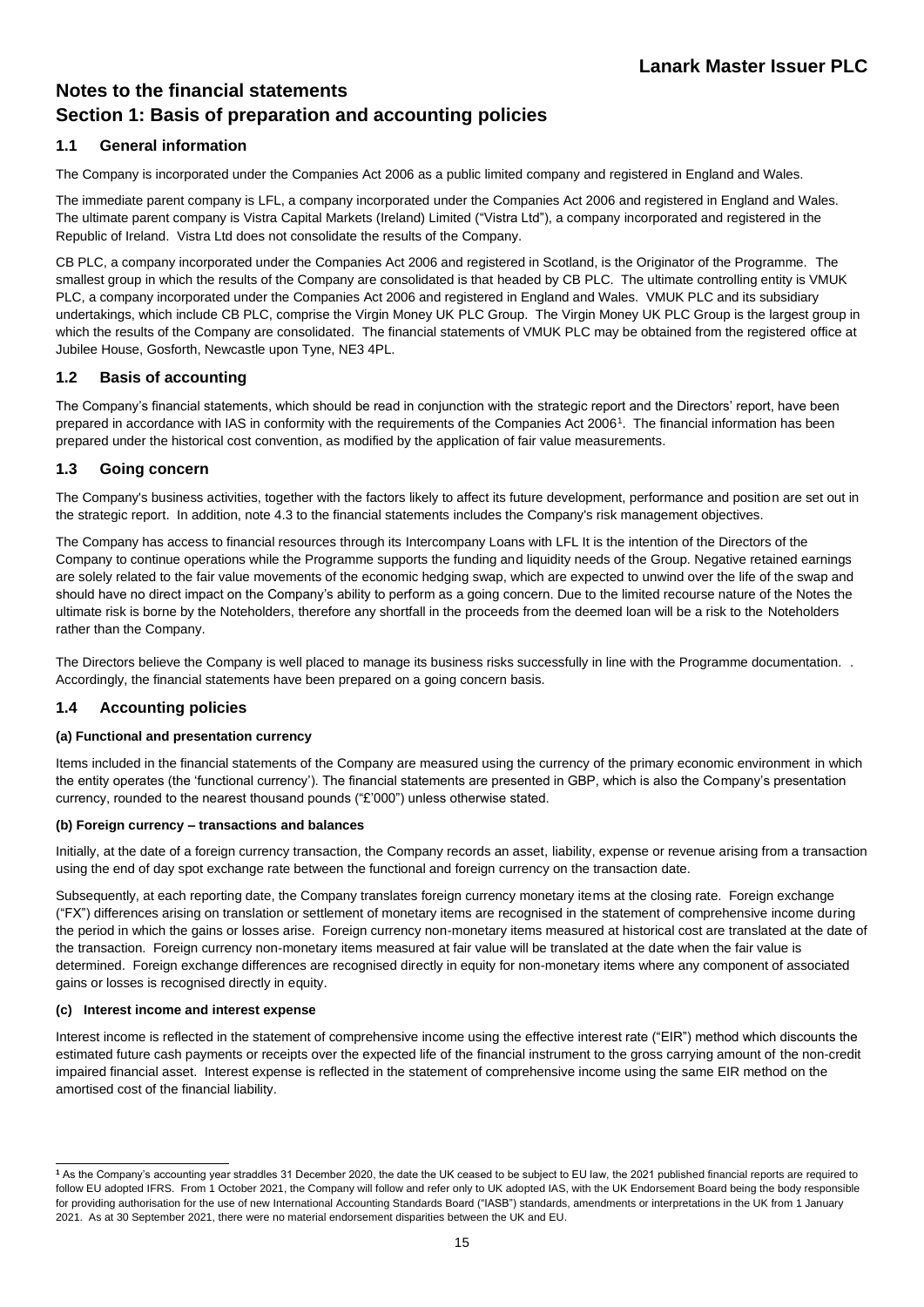# Notes to the financial statements

# Section 1: Basis of preparation and accounting policies

## 1.1 General information

The Company is incorporated under the Companies Act 2006 as a public limited company and registered in England and Wales.

The immediate parent company is LFL, a company incorporated under the Companies Act 2006 and registered in England and Wales. The ultimate parent company is Vistra Capital Markets (Ireland) Limited ("Vistra Ltd"), a company incorporated and registered in the Republic of Ireland. Vistra Ltd does not consolidate the results of the Company.

CB PLC, a company incorporated under the Companies Act 2006 and registered in Scotland, is the Originator of the Programme. The smallest group in which the results of the Company are consolidated is that headed by CB PLC. The ultimate controlling entity is VMUK PLC, a company incorporated under the Companies Act 2006 and registered in England and Wales. VMUK PLC and its subsidiary undertakings, which include CB PLC, comprise the Virgin Money UK PLC Group. The Virgin Money UK PLC Group is the largest group in which the results of the Company are consolidated. The financial statements of VMUK PLC may be obtained from the registered office at Jubilee House, Gosforth, Newcastle upon Tyne, NE3 4PL.

## 1.2 Basis of accounting

The Company's financial statements, which should be read in conjunction with the strategic report and the Directors' report, have been prepared in accordance with IAS in conformity with the requirements of the Companies Act 2006[1]. The financial information has been prepared under the historical cost convention, as modified by the application of fair value measurements.

## 1.3 Going concern

The Company's business activities, together with the factors likely to affect its future development, performance and position are set out in the strategic report. In addition, note 4.3 to the financial statements includes the Company's risk management objectives.

The Company has access to financial resources through its Intercompany Loans with LFL It is the intention of the Directors of the Company to continue operations while the Programme supports the funding and liquidity needs of the Group. Negative retained earnings are solely related to the fair value movements of the economic hedging swap, which are expected to unwind over the life of the swap and should have no direct impact on the Company's ability to perform as a going concern. Due to the limited recourse nature of the Notes the ultimate risk is borne by the Noteholders, therefore any shortfall in the proceeds from the deemed loan will be a risk to the Noteholders rather than the Company.

The Directors believe the Company is well placed to manage its business risks successfully in line with the Programme documentation. . Accordingly, the financial statements have been prepared on a going concern basis.

## 1.4 Accounting policies

#### (a) Functional and presentation currency

Items included in the financial statements of the Company are measured using the currency of the primary economic environment in which the entity operates (the 'functional currency'). The financial statements are presented in GBP, which is also the Company's presentation currency, rounded to the nearest thousand pounds ("£'000") unless otherwise stated.

#### (b) Foreign currency – transactions and balances

Initially, at the date of a foreign currency transaction, the Company records an asset, liability, expense or revenue arising from a transaction using the end of day spot exchange rate between the functional and foreign currency on the transaction date.

Subsequently, at each reporting date, the Company translates foreign currency monetary items at the closing rate. Foreign exchange ("FX") differences arising on translation or settlement of monetary items are recognised in the statement of comprehensive income during the period in which the gains or losses arise. Foreign currency non-monetary items measured at historical cost are translated at the date of the transaction. Foreign currency non-monetary items measured at fair value will be translated at the date when the fair value is determined. Foreign exchange differences are recognised directly in equity for non-monetary items where any component of associated gains or losses is recognised directly in equity.

#### (c) Interest income and interest expense

Interest income is reflected in the statement of comprehensive income using the effective interest rate ("EIR") method which discounts the estimated future cash payments or receipts over the expected life of the financial instrument to the gross carrying amount of the non-credit impaired financial asset. Interest expense is reflected in the statement of comprehensive income using the same EIR method on the amortised cost of the financial liability.

---

[1] As the Company's accounting year straddles 31 December 2020, the date the UK ceased to be subject to EU law, the 2021 published financial reports are required to follow EU adopted IFRS. From 1 October 2021, the Company will follow and refer only to UK adopted IAS, with the UK Endorsement Board being the body responsible for providing authorisation for the use of new International Accounting Standards Board ("IASB") standards, amendments or interpretations in the UK from 1 January 2021. As at 30 September 2021, there were no material endorsement disparities between the UK and EU.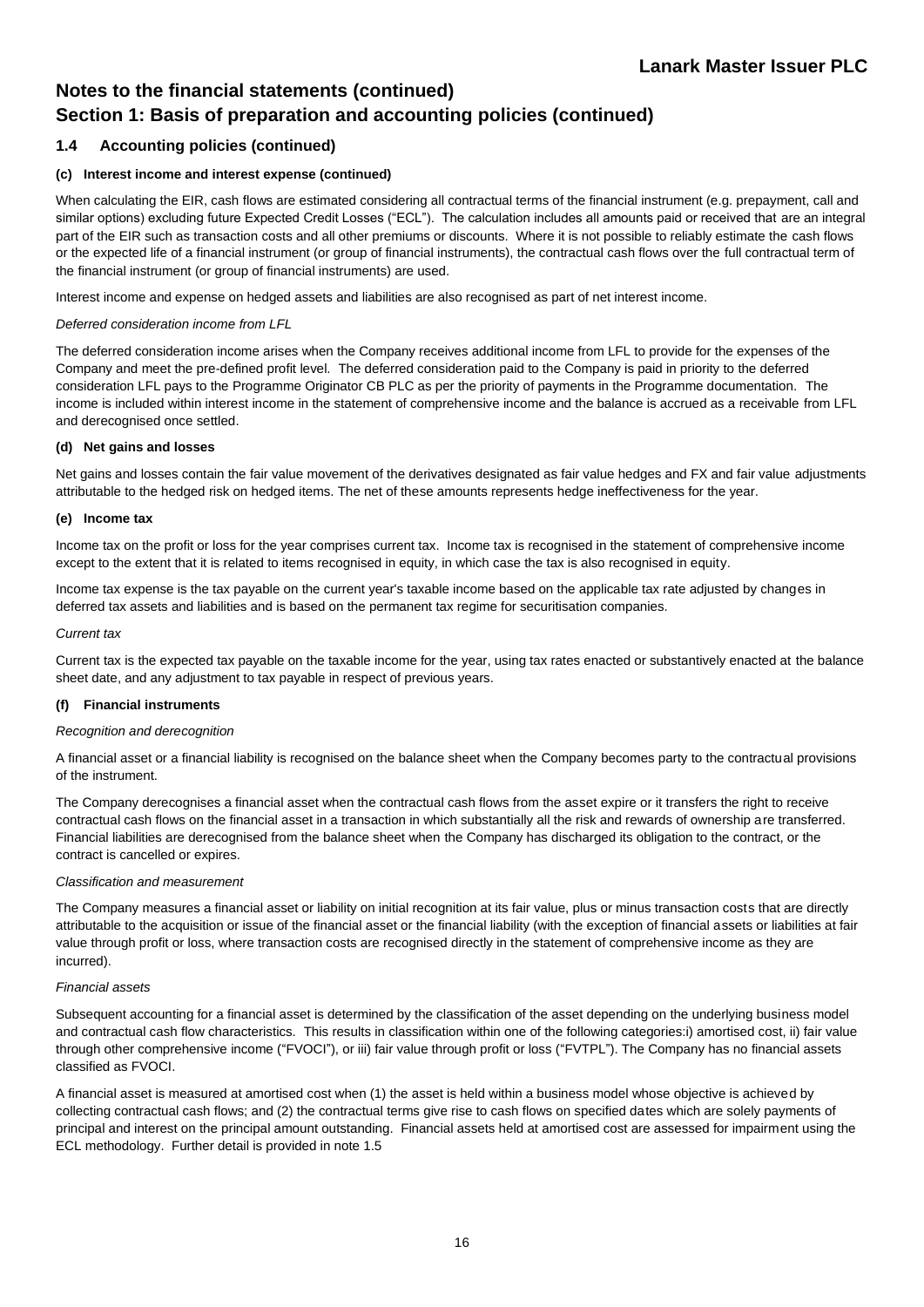# Notes to the financial statements (continued)

# Section 1: Basis of preparation and accounting policies (continued)

## 1.4 Accounting policies (continued)

### (c) Interest income and interest expense (continued)

When calculating the EIR, cash flows are estimated considering all contractual terms of the financial instrument (e.g. prepayment, call and similar options) excluding future Expected Credit Losses ("ECL"). The calculation includes all amounts paid or received that are an integral part of the EIR such as transaction costs and all other premiums or discounts. Where it is not possible to reliably estimate the cash flows or the expected life of a financial instrument (or group of financial instruments), the contractual cash flows over the full contractual term of the financial instrument (or group of financial instruments) are used.

Interest income and expense on hedged assets and liabilities are also recognised as part of net interest income.

*Deferred consideration income from LFL*

The deferred consideration income arises when the Company receives additional income from LFL to provide for the expenses of the Company and meet the pre-defined profit level. The deferred consideration paid to the Company is paid in priority to the deferred consideration LFL pays to the Programme Originator CB PLC as per the priority of payments in the Programme documentation. The income is included within interest income in the statement of comprehensive income and the balance is accrued as a receivable from LFL and derecognised once settled.

### (d) Net gains and losses

Net gains and losses contain the fair value movement of the derivatives designated as fair value hedges and FX and fair value adjustments attributable to the hedged risk on hedged items. The net of these amounts represents hedge ineffectiveness for the year.

### (e) Income tax

Income tax on the profit or loss for the year comprises current tax. Income tax is recognised in the statement of comprehensive income except to the extent that it is related to items recognised in equity, in which case the tax is also recognised in equity.

Income tax expense is the tax payable on the current year's taxable income based on the applicable tax rate adjusted by changes in deferred tax assets and liabilities and is based on the permanent tax regime for securitisation companies.

*Current tax*

Current tax is the expected tax payable on the taxable income for the year, using tax rates enacted or substantively enacted at the balance sheet date, and any adjustment to tax payable in respect of previous years.

### (f) Financial instruments

*Recognition and derecognition*

A financial asset or a financial liability is recognised on the balance sheet when the Company becomes party to the contractual provisions of the instrument.

The Company derecognises a financial asset when the contractual cash flows from the asset expire or it transfers the right to receive contractual cash flows on the financial asset in a transaction in which substantially all the risk and rewards of ownership are transferred. Financial liabilities are derecognised from the balance sheet when the Company has discharged its obligation to the contract, or the contract is cancelled or expires.

*Classification and measurement*

The Company measures a financial asset or liability on initial recognition at its fair value, plus or minus transaction costs that are directly attributable to the acquisition or issue of the financial asset or the financial liability (with the exception of financial assets or liabilities at fair value through profit or loss, where transaction costs are recognised directly in the statement of comprehensive income as they are incurred).

*Financial assets*

Subsequent accounting for a financial asset is determined by the classification of the asset depending on the underlying business model and contractual cash flow characteristics. This results in classification within one of the following categories:i) amortised cost, ii) fair value through other comprehensive income ("FVOCI"), or iii) fair value through profit or loss ("FVTPL"). The Company has no financial assets classified as FVOCI.

A financial asset is measured at amortised cost when (1) the asset is held within a business model whose objective is achieved by collecting contractual cash flows; and (2) the contractual terms give rise to cash flows on specified dates which are solely payments of principal and interest on the principal amount outstanding. Financial assets held at amortised cost are assessed for impairment using the ECL methodology. Further detail is provided in note 1.5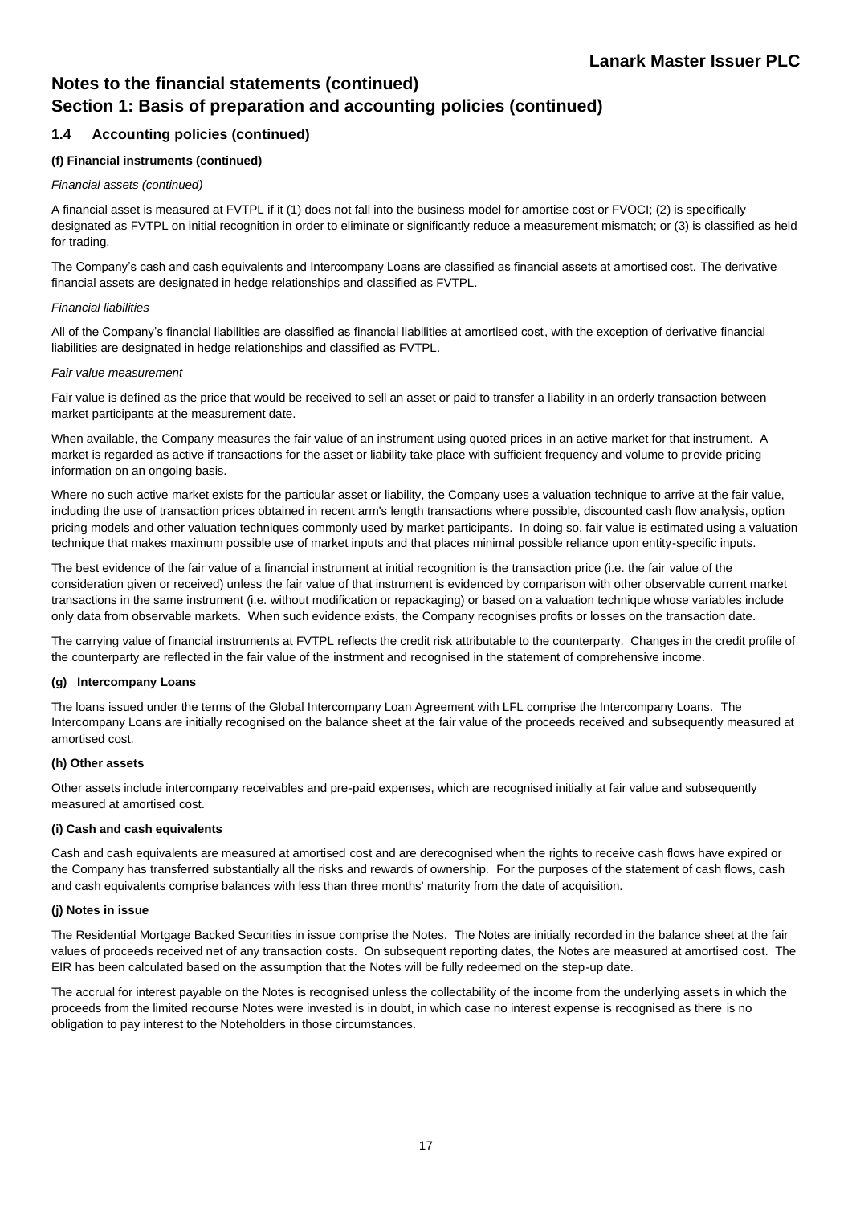# Notes to the financial statements (continued)

## Section 1: Basis of preparation and accounting policies (continued)

### 1.4 Accounting policies (continued)

#### (f) Financial instruments (continued)

*Financial assets (continued)*

A financial asset is measured at FVTPL if it (1) does not fall into the business model for amortise cost or FVOCI; (2) is specifically designated as FVTPL on initial recognition in order to eliminate or significantly reduce a measurement mismatch; or (3) is classified as held for trading.

The Company's cash and cash equivalents and Intercompany Loans are classified as financial assets at amortised cost. The derivative financial assets are designated in hedge relationships and classified as FVTPL.

*Financial liabilities*

All of the Company's financial liabilities are classified as financial liabilities at amortised cost, with the exception of derivative financial liabilities are designated in hedge relationships and classified as FVTPL.

*Fair value measurement*

Fair value is defined as the price that would be received to sell an asset or paid to transfer a liability in an orderly transaction between market participants at the measurement date.

When available, the Company measures the fair value of an instrument using quoted prices in an active market for that instrument. A market is regarded as active if transactions for the asset or liability take place with sufficient frequency and volume to provide pricing information on an ongoing basis.

Where no such active market exists for the particular asset or liability, the Company uses a valuation technique to arrive at the fair value, including the use of transaction prices obtained in recent arm's length transactions where possible, discounted cash flow analysis, option pricing models and other valuation techniques commonly used by market participants. In doing so, fair value is estimated using a valuation technique that makes maximum possible use of market inputs and that places minimal possible reliance upon entity-specific inputs.

The best evidence of the fair value of a financial instrument at initial recognition is the transaction price (i.e. the fair value of the consideration given or received) unless the fair value of that instrument is evidenced by comparison with other observable current market transactions in the same instrument (i.e. without modification or repackaging) or based on a valuation technique whose variables include only data from observable markets. When such evidence exists, the Company recognises profits or losses on the transaction date.

The carrying value of financial instruments at FVTPL reflects the credit risk attributable to the counterparty. Changes in the credit profile of the counterparty are reflected in the fair value of the instrment and recognised in the statement of comprehensive income.

#### (g) Intercompany Loans

The loans issued under the terms of the Global Intercompany Loan Agreement with LFL comprise the Intercompany Loans. The Intercompany Loans are initially recognised on the balance sheet at the fair value of the proceeds received and subsequently measured at amortised cost.

#### (h) Other assets

Other assets include intercompany receivables and pre-paid expenses, which are recognised initially at fair value and subsequently measured at amortised cost.

#### (i) Cash and cash equivalents

Cash and cash equivalents are measured at amortised cost and are derecognised when the rights to receive cash flows have expired or the Company has transferred substantially all the risks and rewards of ownership. For the purposes of the statement of cash flows, cash and cash equivalents comprise balances with less than three months' maturity from the date of acquisition.

#### (j) Notes in issue

The Residential Mortgage Backed Securities in issue comprise the Notes. The Notes are initially recorded in the balance sheet at the fair values of proceeds received net of any transaction costs. On subsequent reporting dates, the Notes are measured at amortised cost. The EIR has been calculated based on the assumption that the Notes will be fully redeemed on the step-up date.

The accrual for interest payable on the Notes is recognised unless the collectability of the income from the underlying assets in which the proceeds from the limited recourse Notes were invested is in doubt, in which case no interest expense is recognised as there is no obligation to pay interest to the Noteholders in those circumstances.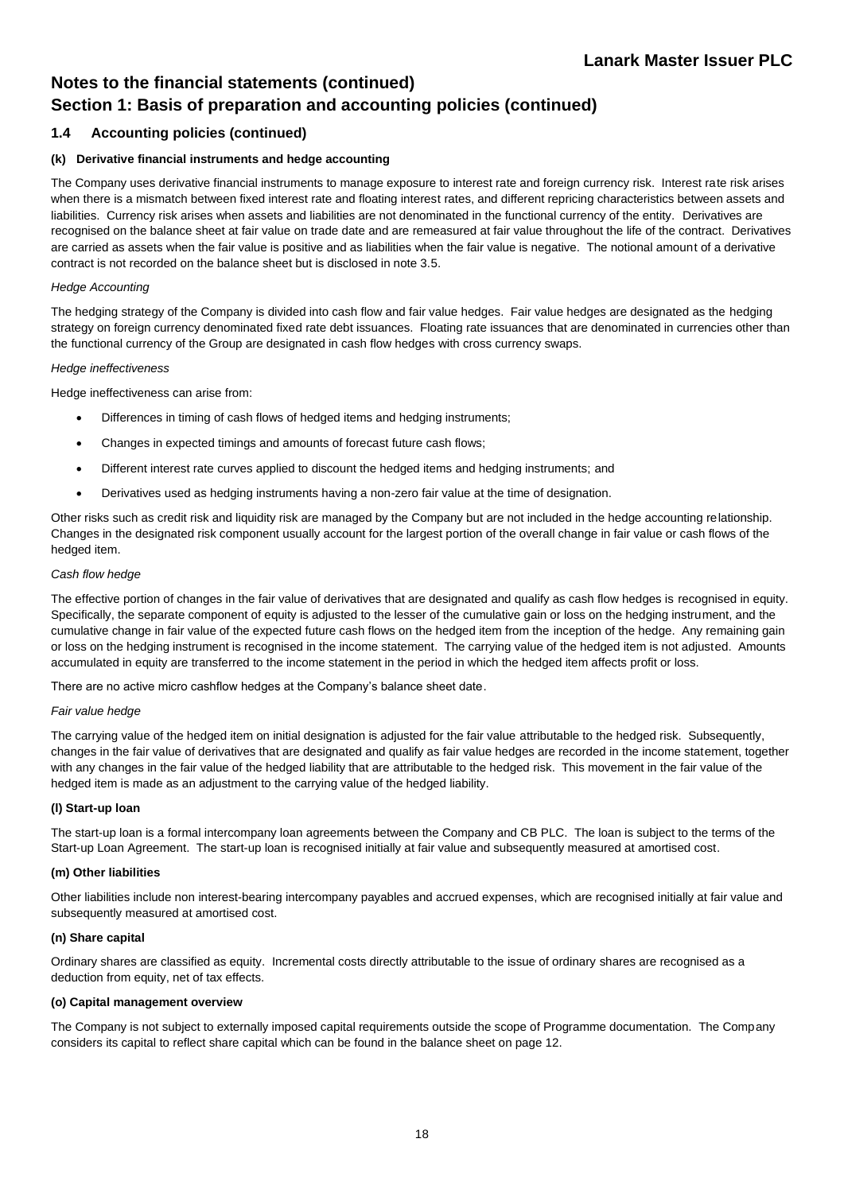# Notes to the financial statements (continued)

# Section 1: Basis of preparation and accounting policies (continued)

## 1.4 Accounting policies (continued)

### (k) Derivative financial instruments and hedge accounting

The Company uses derivative financial instruments to manage exposure to interest rate and foreign currency risk. Interest rate risk arises when there is a mismatch between fixed interest rate and floating interest rates, and different repricing characteristics between assets and liabilities. Currency risk arises when assets and liabilities are not denominated in the functional currency of the entity. Derivatives are recognised on the balance sheet at fair value on trade date and are remeasured at fair value throughout the life of the contract. Derivatives are carried as assets when the fair value is positive and as liabilities when the fair value is negative. The notional amount of a derivative contract is not recorded on the balance sheet but is disclosed in note 3.5.

*Hedge Accounting*

The hedging strategy of the Company is divided into cash flow and fair value hedges. Fair value hedges are designated as the hedging strategy on foreign currency denominated fixed rate debt issuances. Floating rate issuances that are denominated in currencies other than the functional currency of the Group are designated in cash flow hedges with cross currency swaps.

*Hedge ineffectiveness*

Hedge ineffectiveness can arise from:

- Differences in timing of cash flows of hedged items and hedging instruments;
- Changes in expected timings and amounts of forecast future cash flows;
- Different interest rate curves applied to discount the hedged items and hedging instruments; and
- Derivatives used as hedging instruments having a non-zero fair value at the time of designation.

Other risks such as credit risk and liquidity risk are managed by the Company but are not included in the hedge accounting relationship. Changes in the designated risk component usually account for the largest portion of the overall change in fair value or cash flows of the hedged item.

*Cash flow hedge*

The effective portion of changes in the fair value of derivatives that are designated and qualify as cash flow hedges is recognised in equity. Specifically, the separate component of equity is adjusted to the lesser of the cumulative gain or loss on the hedging instrument, and the cumulative change in fair value of the expected future cash flows on the hedged item from the inception of the hedge. Any remaining gain or loss on the hedging instrument is recognised in the income statement. The carrying value of the hedged item is not adjusted. Amounts accumulated in equity are transferred to the income statement in the period in which the hedged item affects profit or loss.

There are no active micro cashflow hedges at the Company's balance sheet date.

*Fair value hedge*

The carrying value of the hedged item on initial designation is adjusted for the fair value attributable to the hedged risk. Subsequently, changes in the fair value of derivatives that are designated and qualify as fair value hedges are recorded in the income statement, together with any changes in the fair value of the hedged liability that are attributable to the hedged risk. This movement in the fair value of the hedged item is made as an adjustment to the carrying value of the hedged liability.

### (l) Start-up loan

The start-up loan is a formal intercompany loan agreements between the Company and CB PLC. The loan is subject to the terms of the Start-up Loan Agreement. The start-up loan is recognised initially at fair value and subsequently measured at amortised cost.

### (m) Other liabilities

Other liabilities include non interest-bearing intercompany payables and accrued expenses, which are recognised initially at fair value and subsequently measured at amortised cost.

### (n) Share capital

Ordinary shares are classified as equity. Incremental costs directly attributable to the issue of ordinary shares are recognised as a deduction from equity, net of tax effects.

### (o) Capital management overview

The Company is not subject to externally imposed capital requirements outside the scope of Programme documentation. The Company considers its capital to reflect share capital which can be found in the balance sheet on page 12.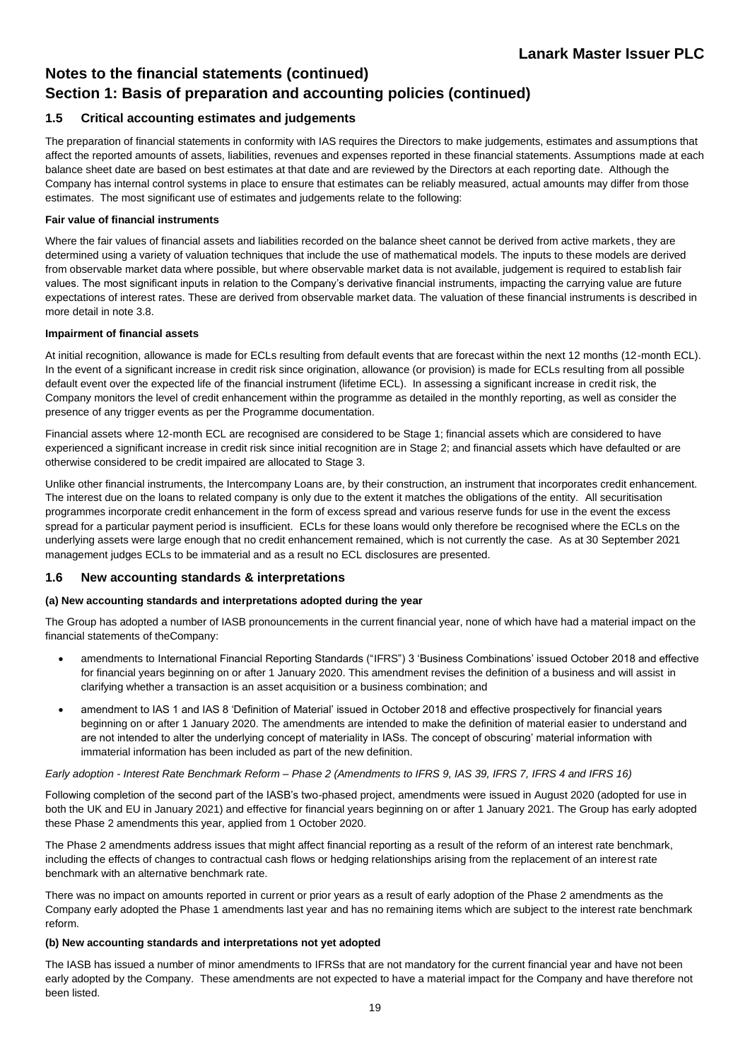# Notes to the financial statements (continued)

# Section 1: Basis of preparation and accounting policies (continued)

## 1.5 Critical accounting estimates and judgements

The preparation of financial statements in conformity with IAS requires the Directors to make judgements, estimates and assumptions that affect the reported amounts of assets, liabilities, revenues and expenses reported in these financial statements. Assumptions made at each balance sheet date are based on best estimates at that date and are reviewed by the Directors at each reporting date. Although the Company has internal control systems in place to ensure that estimates can be reliably measured, actual amounts may differ from those estimates. The most significant use of estimates and judgements relate to the following:

**Fair value of financial instruments**

Where the fair values of financial assets and liabilities recorded on the balance sheet cannot be derived from active markets, they are determined using a variety of valuation techniques that include the use of mathematical models. The inputs to these models are derived from observable market data where possible, but where observable market data is not available, judgement is required to establish fair values. The most significant inputs in relation to the Company's derivative financial instruments, impacting the carrying value are future expectations of interest rates. These are derived from observable market data. The valuation of these financial instruments is described in more detail in note 3.8.

**Impairment of financial assets**

At initial recognition, allowance is made for ECLs resulting from default events that are forecast within the next 12 months (12-month ECL). In the event of a significant increase in credit risk since origination, allowance (or provision) is made for ECLs resulting from all possible default event over the expected life of the financial instrument (lifetime ECL). In assessing a significant increase in credit risk, the Company monitors the level of credit enhancement within the programme as detailed in the monthly reporting, as well as consider the presence of any trigger events as per the Programme documentation.

Financial assets where 12-month ECL are recognised are considered to be Stage 1; financial assets which are considered to have experienced a significant increase in credit risk since initial recognition are in Stage 2; and financial assets which have defaulted or are otherwise considered to be credit impaired are allocated to Stage 3.

Unlike other financial instruments, the Intercompany Loans are, by their construction, an instrument that incorporates credit enhancement. The interest due on the loans to related company is only due to the extent it matches the obligations of the entity. All securitisation programmes incorporate credit enhancement in the form of excess spread and various reserve funds for use in the event the excess spread for a particular payment period is insufficient. ECLs for these loans would only therefore be recognised where the ECLs on the underlying assets were large enough that no credit enhancement remained, which is not currently the case. As at 30 September 2021 management judges ECLs to be immaterial and as a result no ECL disclosures are presented.

## 1.6 New accounting standards & interpretations

**(a) New accounting standards and interpretations adopted during the year**

The Group has adopted a number of IASB pronouncements in the current financial year, none of which have had a material impact on the financial statements of theCompany:

- amendments to International Financial Reporting Standards ("IFRS") 3 'Business Combinations' issued October 2018 and effective for financial years beginning on or after 1 January 2020. This amendment revises the definition of a business and will assist in clarifying whether a transaction is an asset acquisition or a business combination; and
- amendment to IAS 1 and IAS 8 'Definition of Material' issued in October 2018 and effective prospectively for financial years beginning on or after 1 January 2020. The amendments are intended to make the definition of material easier to understand and are not intended to alter the underlying concept of materiality in IASs. The concept of obscuring' material information with immaterial information has been included as part of the new definition.

*Early adoption - Interest Rate Benchmark Reform – Phase 2 (Amendments to IFRS 9, IAS 39, IFRS 7, IFRS 4 and IFRS 16)*

Following completion of the second part of the IASB's two-phased project, amendments were issued in August 2020 (adopted for use in both the UK and EU in January 2021) and effective for financial years beginning on or after 1 January 2021. The Group has early adopted these Phase 2 amendments this year, applied from 1 October 2020.

The Phase 2 amendments address issues that might affect financial reporting as a result of the reform of an interest rate benchmark, including the effects of changes to contractual cash flows or hedging relationships arising from the replacement of an interest rate benchmark with an alternative benchmark rate.

There was no impact on amounts reported in current or prior years as a result of early adoption of the Phase 2 amendments as the Company early adopted the Phase 1 amendments last year and has no remaining items which are subject to the interest rate benchmark reform.

**(b) New accounting standards and interpretations not yet adopted**

The IASB has issued a number of minor amendments to IFRSs that are not mandatory for the current financial year and have not been early adopted by the Company. These amendments are not expected to have a material impact for the Company and have therefore not been listed.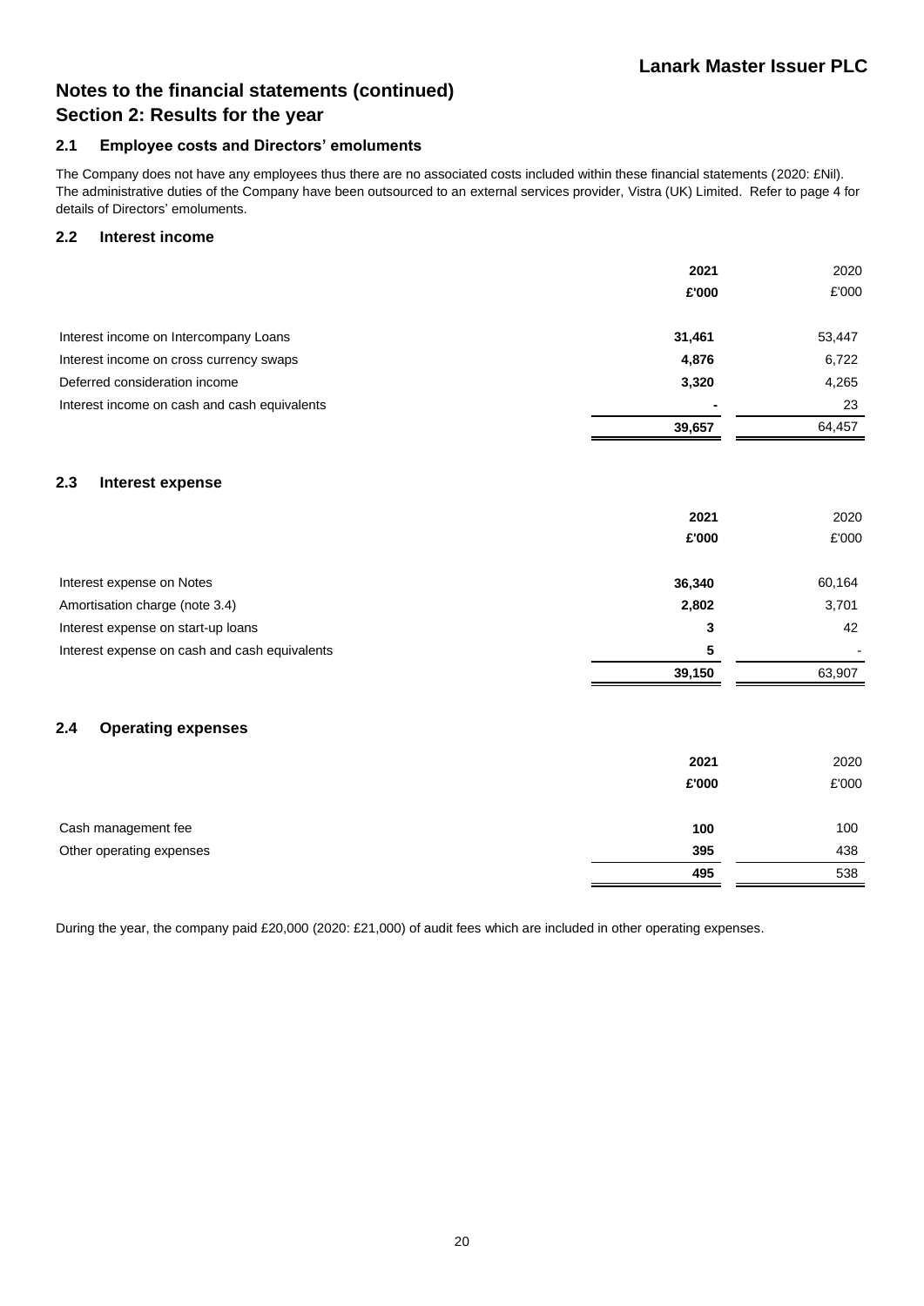# Notes to the financial statements (continued)

## Section 2: Results for the year

### 2.1 Employee costs and Directors' emoluments

The Company does not have any employees thus there are no associated costs included within these financial statements (2020: £Nil). The administrative duties of the Company have been outsourced to an external services provider, Vistra (UK) Limited. Refer to page 4 for details of Directors' emoluments.

### 2.2 Interest income

| | **2021** | 2020 |
|---|---|---|
| | **£'000** | £'000 |
| Interest income on Intercompany Loans | **31,461** | 53,447 |
| Interest income on cross currency swaps | **4,876** | 6,722 |
| Deferred consideration income | **3,320** | 4,265 |
| Interest income on cash and cash equivalents | **-** | 23 |
| | **39,657** | 64,457 |

### 2.3 Interest expense

| | **2021** | 2020 |
|---|---|---|
| | **£'000** | £'000 |
| Interest expense on Notes | **36,340** | 60,164 |
| Amortisation charge (note 3.4) | **2,802** | 3,701 |
| Interest expense on start-up loans | **3** | 42 |
| Interest expense on cash and cash equivalents | **5** | - |
| | **39,150** | 63,907 |

### 2.4 Operating expenses

| | **2021** | 2020 |
|---|---|---|
| | **£'000** | £'000 |
| Cash management fee | **100** | 100 |
| Other operating expenses | **395** | 438 |
| | **495** | 538 |

During the year, the company paid £20,000 (2020: £21,000) of audit fees which are included in other operating expenses.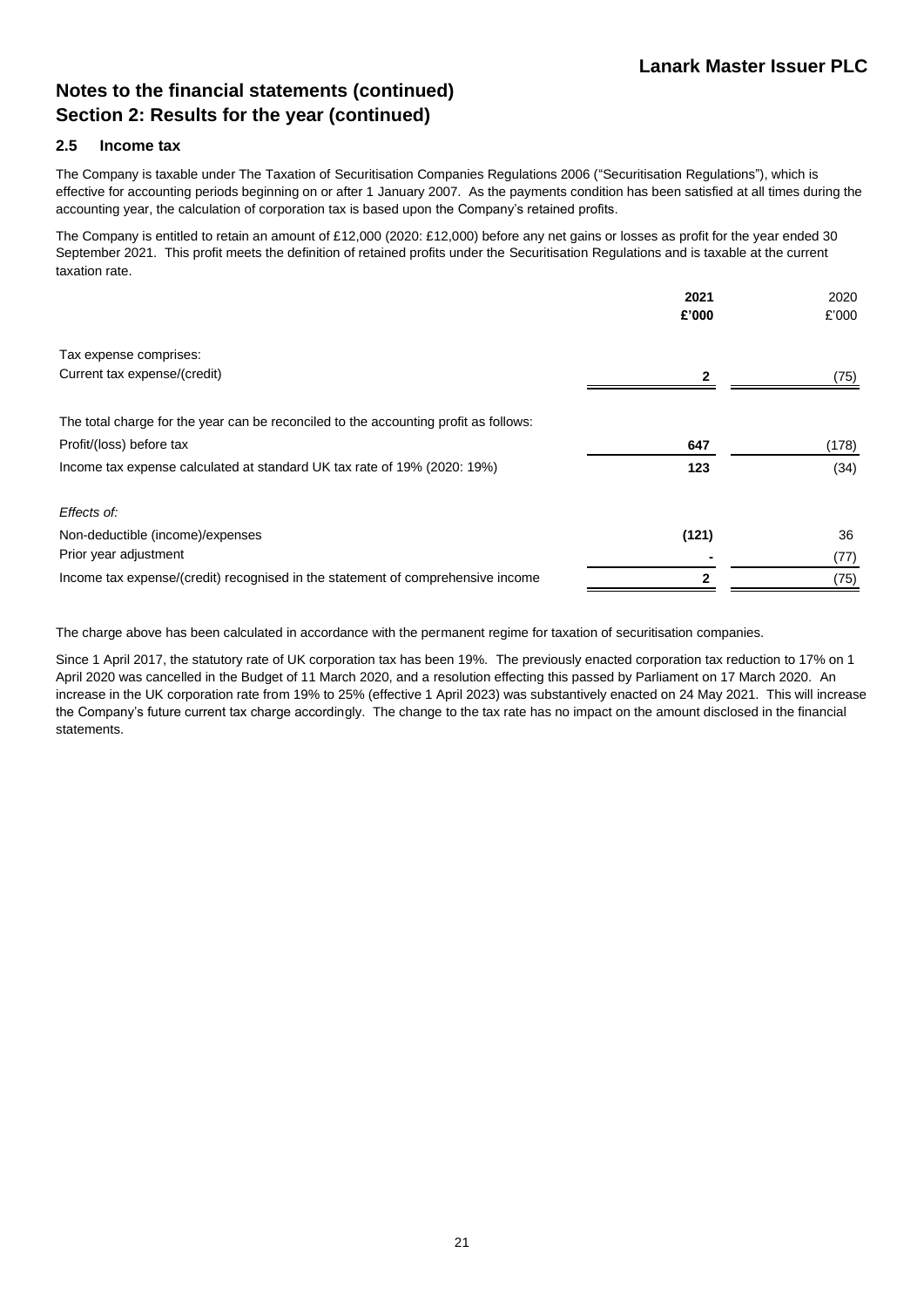# Notes to the financial statements (continued)

## Section 2: Results for the year (continued)

### 2.5 Income tax

The Company is taxable under The Taxation of Securitisation Companies Regulations 2006 ("Securitisation Regulations"), which is effective for accounting periods beginning on or after 1 January 2007. As the payments condition has been satisfied at all times during the accounting year, the calculation of corporation tax is based upon the Company's retained profits.

The Company is entitled to retain an amount of £12,000 (2020: £12,000) before any net gains or losses as profit for the year ended 30 September 2021. This profit meets the definition of retained profits under the Securitisation Regulations and is taxable at the current taxation rate.

| | 2021 £'000 | 2020 £'000 |
|---|---|---|
| Tax expense comprises: | | |
| Current tax expense/(credit) | **2** | (75) |
| | | |
| The total charge for the year can be reconciled to the accounting profit as follows: | | |
| Profit/(loss) before tax | **647** | (178) |
| Income tax expense calculated at standard UK tax rate of 19% (2020: 19%) | **123** | (34) |
| | | |
| *Effects of:* | | |
| Non-deductible (income)/expenses | **(121)** | 36 |
| Prior year adjustment | **-** | (77) |
| Income tax expense/(credit) recognised in the statement of comprehensive income | **2** | (75) |

The charge above has been calculated in accordance with the permanent regime for taxation of securitisation companies.

Since 1 April 2017, the statutory rate of UK corporation tax has been 19%. The previously enacted corporation tax reduction to 17% on 1 April 2020 was cancelled in the Budget of 11 March 2020, and a resolution effecting this passed by Parliament on 17 March 2020. An increase in the UK corporation rate from 19% to 25% (effective 1 April 2023) was substantively enacted on 24 May 2021. This will increase the Company's future current tax charge accordingly. The change to the tax rate has no impact on the amount disclosed in the financial statements.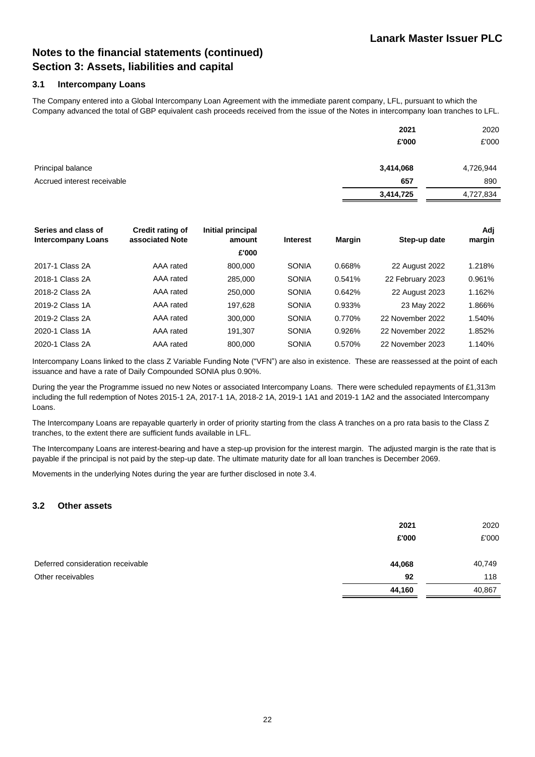# Notes to the financial statements (continued)

## Section 3: Assets, liabilities and capital

### 3.1 Intercompany Loans

The Company entered into a Global Intercompany Loan Agreement with the immediate parent company, LFL, pursuant to which the Company advanced the total of GBP equivalent cash proceeds received from the issue of the Notes in intercompany loan tranches to LFL.

| | 2021 | 2020 |
|---|---|---|
| | £'000 | £'000 |
| Principal balance | 3,414,068 | 4,726,944 |
| Accrued interest receivable | 657 | 890 |
| | 3,414,725 | 4,727,834 |

| Series and class of Intercompany Loans | Credit rating of associated Note | Initial principal amount | Interest | Margin | Step-up date | Adj margin |
|---|---|---|---|---|---|---|
| | | £'000 | | | | |
| 2017-1 Class 2A | AAA rated | 800,000 | SONIA | 0.668% | 22 August 2022 | 1.218% |
| 2018-1 Class 2A | AAA rated | 285,000 | SONIA | 0.541% | 22 February 2023 | 0.961% |
| 2018-2 Class 2A | AAA rated | 250,000 | SONIA | 0.642% | 22 August 2023 | 1.162% |
| 2019-2 Class 1A | AAA rated | 197,628 | SONIA | 0.933% | 23 May 2022 | 1.866% |
| 2019-2 Class 2A | AAA rated | 300,000 | SONIA | 0.770% | 22 November 2022 | 1.540% |
| 2020-1 Class 1A | AAA rated | 191,307 | SONIA | 0.926% | 22 November 2022 | 1.852% |
| 2020-1 Class 2A | AAA rated | 800,000 | SONIA | 0.570% | 22 November 2023 | 1.140% |

Intercompany Loans linked to the class Z Variable Funding Note ("VFN") are also in existence. These are reassessed at the point of each issuance and have a rate of Daily Compounded SONIA plus 0.90%.

During the year the Programme issued no new Notes or associated Intercompany Loans. There were scheduled repayments of £1,313m including the full redemption of Notes 2015-1 2A, 2017-1 1A, 2018-2 1A, 2019-1 1A1 and 2019-1 1A2 and the associated Intercompany Loans.

The Intercompany Loans are repayable quarterly in order of priority starting from the class A tranches on a pro rata basis to the Class Z tranches, to the extent there are sufficient funds available in LFL.

The Intercompany Loans are interest-bearing and have a step-up provision for the interest margin. The adjusted margin is the rate that is payable if the principal is not paid by the step-up date. The ultimate maturity date for all loan tranches is December 2069.

Movements in the underlying Notes during the year are further disclosed in note 3.4.

### 3.2 Other assets

| | 2021 | 2020 |
|---|---|---|
| | £'000 | £'000 |
| Deferred consideration receivable | 44,068 | 40,749 |
| Other receivables | 92 | 118 |
| | 44,160 | 40,867 |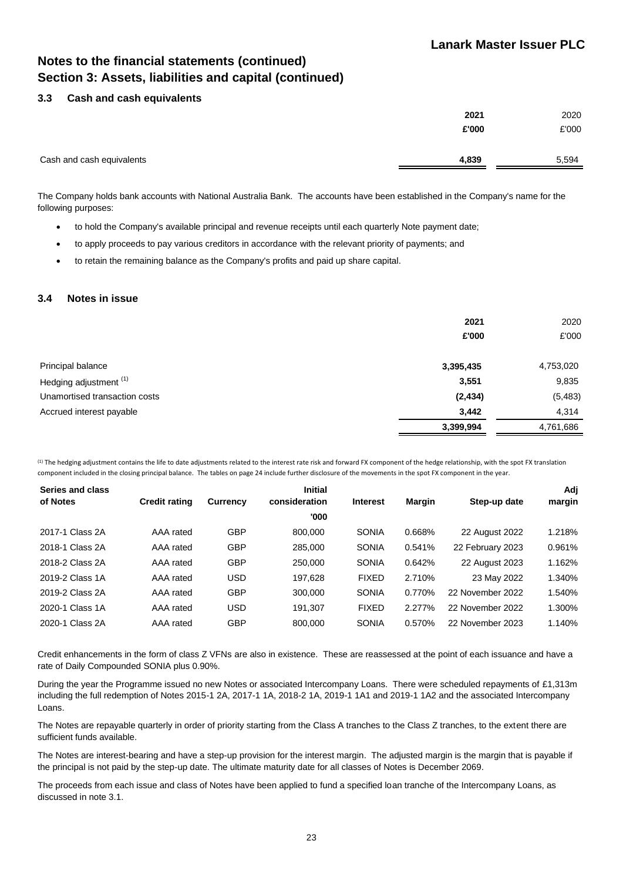# Notes to the financial statements (continued)
## Section 3: Assets, liabilities and capital (continued)

### 3.3 Cash and cash equivalents

| | 2021 | 2020 |
|---|---|---|
| | **£'000** | £'000 |
| Cash and cash equivalents | **4,839** | 5,594 |

The Company holds bank accounts with National Australia Bank. The accounts have been established in the Company's name for the following purposes:

- to hold the Company's available principal and revenue receipts until each quarterly Note payment date;
- to apply proceeds to pay various creditors in accordance with the relevant priority of payments; and
- to retain the remaining balance as the Company's profits and paid up share capital.

### 3.4 Notes in issue

| | 2021 | 2020 |
|---|---|---|
| | **£'000** | £'000 |
| Principal balance | **3,395,435** | 4,753,020 |
| Hedging adjustment [1] | **3,551** | 9,835 |
| Unamortised transaction costs | **(2,434)** | (5,483) |
| Accrued interest payable | **3,442** | 4,314 |
| | **3,399,994** | 4,761,686 |

[1] The hedging adjustment contains the life to date adjustments related to the interest rate risk and forward FX component of the hedge relationship, with the spot FX translation component included in the closing principal balance. The tables on page 24 include further disclosure of the movements in the spot FX component in the year.

| Series and class of Notes | Credit rating | Currency | Initial consideration '000 | Interest | Margin | Step-up date | Adj margin |
|---|---|---|---|---|---|---|---|
| 2017-1 Class 2A | AAA rated | GBP | 800,000 | SONIA | 0.668% | 22 August 2022 | 1.218% |
| 2018-1 Class 2A | AAA rated | GBP | 285,000 | SONIA | 0.541% | 22 February 2023 | 0.961% |
| 2018-2 Class 2A | AAA rated | GBP | 250,000 | SONIA | 0.642% | 22 August 2023 | 1.162% |
| 2019-2 Class 1A | AAA rated | USD | 197,628 | FIXED | 2.710% | 23 May 2022 | 1.340% |
| 2019-2 Class 2A | AAA rated | GBP | 300,000 | SONIA | 0.770% | 22 November 2022 | 1.540% |
| 2020-1 Class 1A | AAA rated | USD | 191,307 | FIXED | 2.277% | 22 November 2022 | 1.300% |
| 2020-1 Class 2A | AAA rated | GBP | 800,000 | SONIA | 0.570% | 22 November 2023 | 1.140% |

Credit enhancements in the form of class Z VFNs are also in existence. These are reassessed at the point of each issuance and have a rate of Daily Compounded SONIA plus 0.90%.

During the year the Programme issued no new Notes or associated Intercompany Loans. There were scheduled repayments of £1,313m including the full redemption of Notes 2015-1 2A, 2017-1 1A, 2018-2 1A, 2019-1 1A1 and 2019-1 1A2 and the associated Intercompany Loans.

The Notes are repayable quarterly in order of priority starting from the Class A tranches to the Class Z tranches, to the extent there are sufficient funds available.

The Notes are interest-bearing and have a step-up provision for the interest margin. The adjusted margin is the margin that is payable if the principal is not paid by the step-up date. The ultimate maturity date for all classes of Notes is December 2069.

The proceeds from each issue and class of Notes have been applied to fund a specified loan tranche of the Intercompany Loans, as discussed in note 3.1.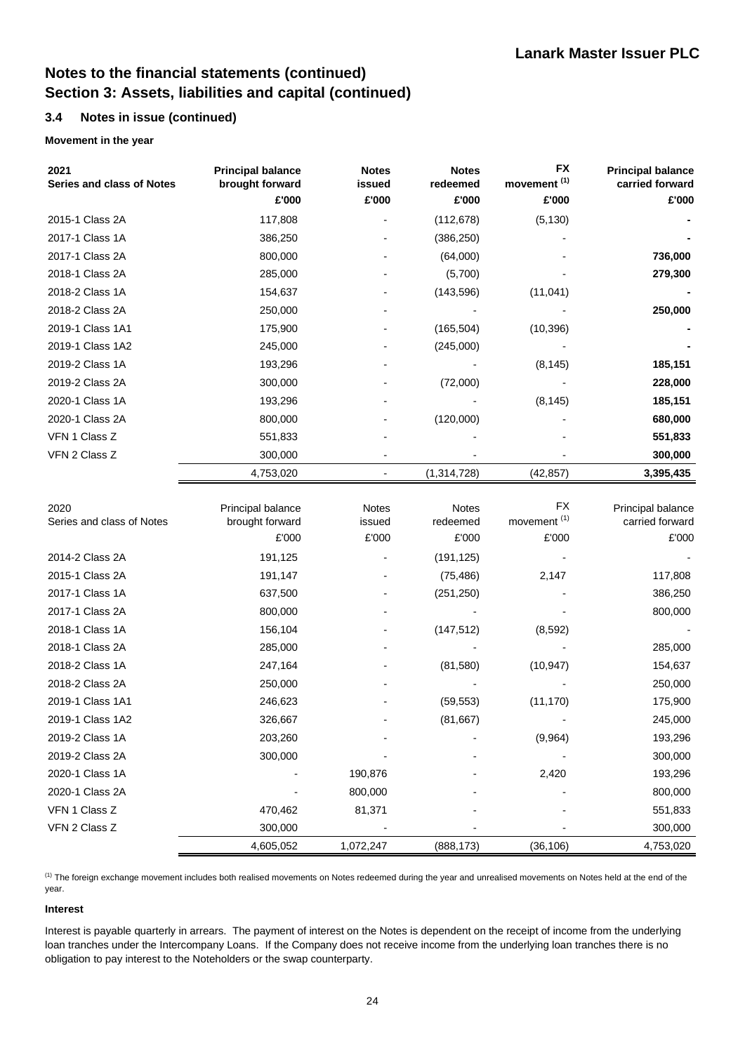# Notes to the financial statements (continued)
# Section 3: Assets, liabilities and capital (continued)

## 3.4 Notes in issue (continued)

**Movement in the year**

| **2021 Series and class of Notes** | **Principal balance brought forward £'000** | **Notes issued £'000** | **Notes redeemed £'000** | **FX movement [(1)] £'000** | **Principal balance carried forward £'000** |
|---|---|---|---|---|---|
| 2015-1 Class 2A | 117,808 | - | (112,678) | (5,130) | **-** |
| 2017-1 Class 1A | 386,250 | - | (386,250) | - | **-** |
| 2017-1 Class 2A | 800,000 | - | (64,000) | - | **736,000** |
| 2018-1 Class 2A | 285,000 | - | (5,700) | - | **279,300** |
| 2018-2 Class 1A | 154,637 | - | (143,596) | (11,041) | **-** |
| 2018-2 Class 2A | 250,000 | - | - | - | **250,000** |
| 2019-1 Class 1A1 | 175,900 | - | (165,504) | (10,396) | **-** |
| 2019-1 Class 1A2 | 245,000 | - | (245,000) | - | **-** |
| 2019-2 Class 1A | 193,296 | - | - | (8,145) | **185,151** |
| 2019-2 Class 2A | 300,000 | - | (72,000) | - | **228,000** |
| 2020-1 Class 1A | 193,296 | - | - | (8,145) | **185,151** |
| 2020-1 Class 2A | 800,000 | - | (120,000) | - | **680,000** |
| VFN 1 Class Z | 551,833 | - | - | - | **551,833** |
| VFN 2 Class Z | 300,000 | - | - | - | **300,000** |
| | 4,753,020 | - | (1,314,728) | (42,857) | **3,395,435** |

| 2020 Series and class of Notes | Principal balance brought forward £'000 | Notes issued £'000 | Notes redeemed £'000 | FX movement [(1)] £'000 | Principal balance carried forward £'000 |
|---|---|---|---|---|---|
| 2014-2 Class 2A | 191,125 | - | (191,125) | - | - |
| 2015-1 Class 2A | 191,147 | - | (75,486) | 2,147 | 117,808 |
| 2017-1 Class 1A | 637,500 | - | (251,250) | - | 386,250 |
| 2017-1 Class 2A | 800,000 | - | - | - | 800,000 |
| 2018-1 Class 1A | 156,104 | - | (147,512) | (8,592) | - |
| 2018-1 Class 2A | 285,000 | - | - | - | 285,000 |
| 2018-2 Class 1A | 247,164 | - | (81,580) | (10,947) | 154,637 |
| 2018-2 Class 2A | 250,000 | - | - | - | 250,000 |
| 2019-1 Class 1A1 | 246,623 | - | (59,553) | (11,170) | 175,900 |
| 2019-1 Class 1A2 | 326,667 | - | (81,667) | - | 245,000 |
| 2019-2 Class 1A | 203,260 | - | - | (9,964) | 193,296 |
| 2019-2 Class 2A | 300,000 | - | - | - | 300,000 |
| 2020-1 Class 1A | - | 190,876 | - | 2,420 | 193,296 |
| 2020-1 Class 2A | - | 800,000 | - | - | 800,000 |
| VFN 1 Class Z | 470,462 | 81,371 | - | - | 551,833 |
| VFN 2 Class Z | 300,000 | - | - | - | 300,000 |
| | 4,605,052 | 1,072,247 | (888,173) | (36,106) | 4,753,020 |

[(1)] The foreign exchange movement includes both realised movements on Notes redeemed during the year and unrealised movements on Notes held at the end of the year.

**Interest**

Interest is payable quarterly in arrears. The payment of interest on the Notes is dependent on the receipt of income from the underlying loan tranches under the Intercompany Loans. If the Company does not receive income from the underlying loan tranches there is no obligation to pay interest to the Noteholders or the swap counterparty.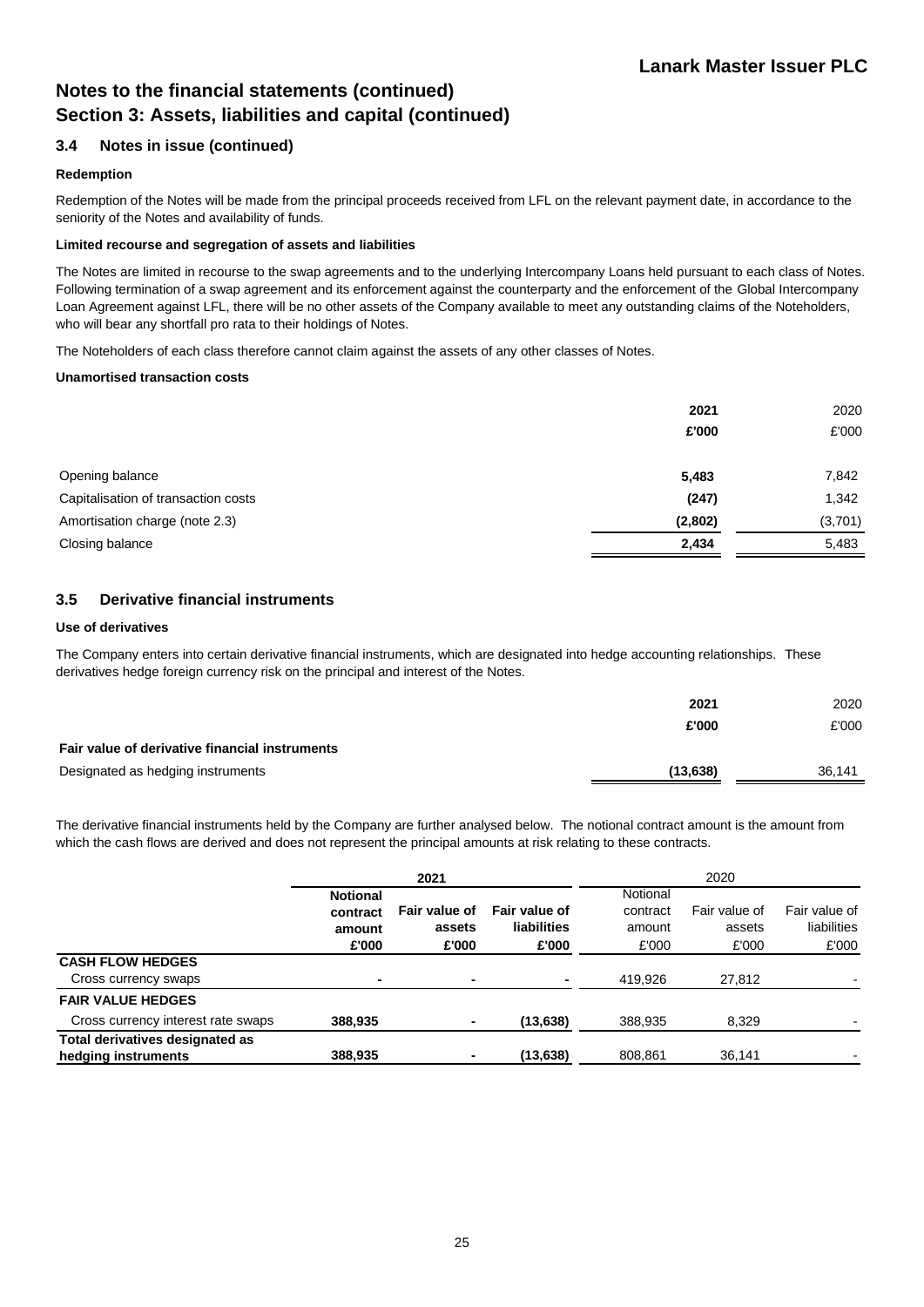# Notes to the financial statements (continued)
# Section 3: Assets, liabilities and capital (continued)

## 3.4 Notes in issue (continued)

**Redemption**

Redemption of the Notes will be made from the principal proceeds received from LFL on the relevant payment date, in accordance to the seniority of the Notes and availability of funds.

**Limited recourse and segregation of assets and liabilities**

The Notes are limited in recourse to the swap agreements and to the underlying Intercompany Loans held pursuant to each class of Notes. Following termination of a swap agreement and its enforcement against the counterparty and the enforcement of the Global Intercompany Loan Agreement against LFL, there will be no other assets of the Company available to meet any outstanding claims of the Noteholders, who will bear any shortfall pro rata to their holdings of Notes.

The Noteholders of each class therefore cannot claim against the assets of any other classes of Notes.

**Unamortised transaction costs**

| | **2021** | 2020 |
|---|---|---|
| | **£'000** | £'000 |
| Opening balance | **5,483** | 7,842 |
| Capitalisation of transaction costs | **(247)** | 1,342 |
| Amortisation charge (note 2.3) | **(2,802)** | (3,701) |
| Closing balance | **2,434** | 5,483 |

## 3.5 Derivative financial instruments

**Use of derivatives**

The Company enters into certain derivative financial instruments, which are designated into hedge accounting relationships. These derivatives hedge foreign currency risk on the principal and interest of the Notes.

| | **2021** | 2020 |
|---|---|---|
| | **£'000** | £'000 |
| **Fair value of derivative financial instruments** | | |
| Designated as hedging instruments | **(13,638)** | 36,141 |

The derivative financial instruments held by the Company are further analysed below. The notional contract amount is the amount from which the cash flows are derived and does not represent the principal amounts at risk relating to these contracts.

| | **2021** | | | 2020 | | |
|---|---|---|---|---|---|---|
| | **Notional contract amount** | **Fair value of assets** | **Fair value of liabilities** | Notional contract amount | Fair value of assets | Fair value of liabilities |
| | **£'000** | **£'000** | **£'000** | £'000 | £'000 | £'000 |
| **CASH FLOW HEDGES** | | | | | | |
| Cross currency swaps | **-** | **-** | **-** | 419,926 | 27,812 | - |
| **FAIR VALUE HEDGES** | | | | | | |
| Cross currency interest rate swaps | **388,935** | **-** | **(13,638)** | 388,935 | 8,329 | - |
| **Total derivatives designated as hedging instruments** | **388,935** | **-** | **(13,638)** | 808,861 | 36,141 | - |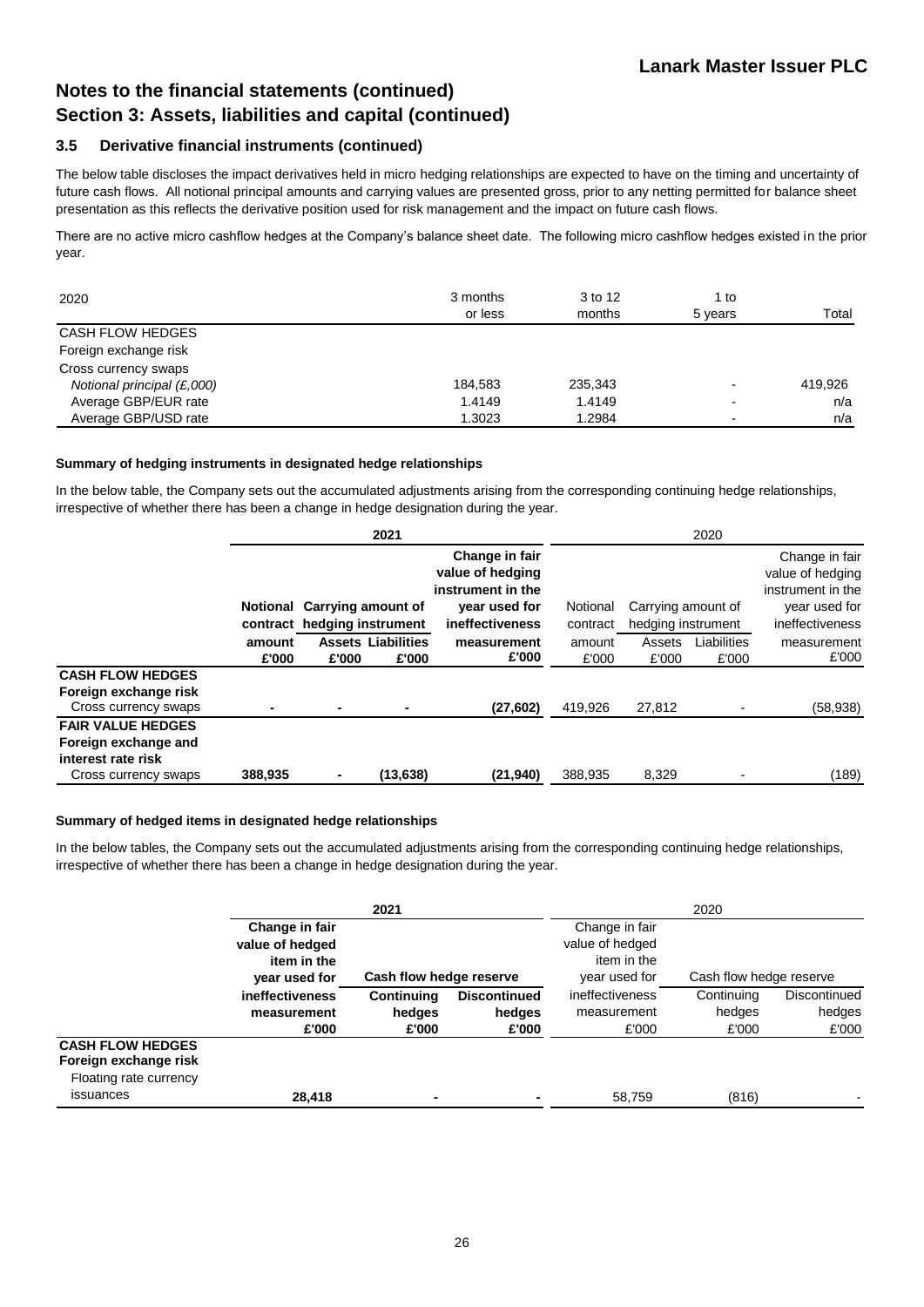# Notes to the financial statements (continued)
# Section 3: Assets, liabilities and capital (continued)

## 3.5 Derivative financial instruments (continued)

The below table discloses the impact derivatives held in micro hedging relationships are expected to have on the timing and uncertainty of future cash flows. All notional principal amounts and carrying values are presented gross, prior to any netting permitted for balance sheet presentation as this reflects the derivative position used for risk management and the impact on future cash flows.

There are no active micro cashflow hedges at the Company's balance sheet date. The following micro cashflow hedges existed in the prior year.

| 2020 | 3 months or less | 3 to 12 months | 1 to 5 years | Total |
|---|---|---|---|---|
| CASH FLOW HEDGES | | | | |
| Foreign exchange risk | | | | |
| Cross currency swaps | | | | |
| *Notional principal (£,000)* | 184,583 | 235,343 | - | 419,926 |
| Average GBP/EUR rate | 1.4149 | 1.4149 | - | n/a |
| Average GBP/USD rate | 1.3023 | 1.2984 | - | n/a |

**Summary of hedging instruments in designated hedge relationships**

In the below table, the Company sets out the accumulated adjustments arising from the corresponding continuing hedge relationships, irrespective of whether there has been a change in hedge designation during the year.

| | **2021** | | | | 2020 | | | |
|---|---|---|---|---|---|---|---|---|
| | **Notional contract amount £'000** | **Carrying amount of hedging instrument Assets £'000** | **Carrying amount of hedging instrument Liabilities £'000** | **Change in fair value of hedging instrument in the year used for ineffectiveness measurement £'000** | Notional contract amount £'000 | Carrying amount of hedging instrument Assets £'000 | Carrying amount of hedging instrument Liabilities £'000 | Change in fair value of hedging instrument in the year used for ineffectiveness measurement £'000 |
| **CASH FLOW HEDGES** | | | | | | | | |
| **Foreign exchange risk** | | | | | | | | |
| Cross currency swaps | **-** | **-** | **-** | **(27,602)** | 419,926 | 27,812 | - | (58,938) |
| **FAIR VALUE HEDGES** | | | | | | | | |
| **Foreign exchange and interest rate risk** | | | | | | | | |
| Cross currency swaps | **388,935** | **-** | **(13,638)** | **(21,940)** | 388,935 | 8,329 | - | (189) |

**Summary of hedged items in designated hedge relationships**

In the below tables, the Company sets out the accumulated adjustments arising from the corresponding continuing hedge relationships, irrespective of whether there has been a change in hedge designation during the year.

| | **2021** | | | 2020 | | |
|---|---|---|---|---|---|---|
| | **Change in fair value of hedged item in the year used for ineffectiveness measurement £'000** | **Cash flow hedge reserve Continuing hedges £'000** | **Cash flow hedge reserve Discontinued hedges £'000** | Change in fair value of hedged item in the year used for ineffectiveness measurement £'000 | Cash flow hedge reserve Continuing hedges £'000 | Cash flow hedge reserve Discontinued hedges £'000 |
| **CASH FLOW HEDGES** | | | | | | |
| **Foreign exchange risk** | | | | | | |
| Floating rate currency issuances | **28,418** | **-** | **-** | 58,759 | (816) | - |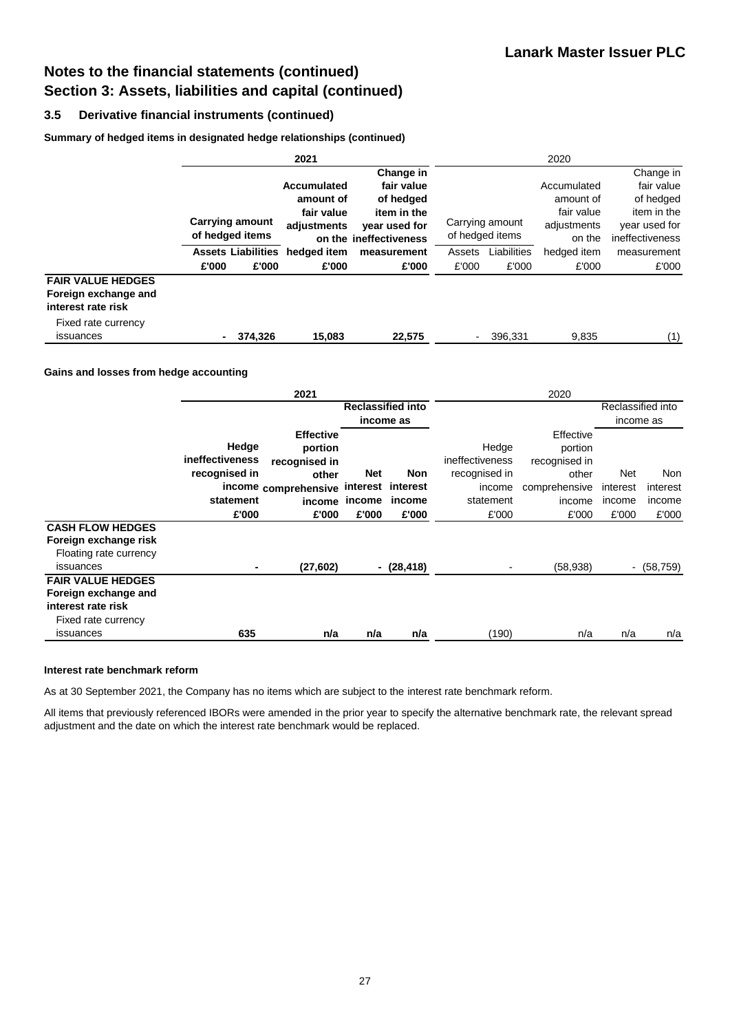# Notes to the financial statements (continued)
# Section 3: Assets, liabilities and capital (continued)

## 3.5 Derivative financial instruments (continued)

**Summary of hedged items in designated hedge relationships (continued)**

| | 2021 | | | | 2020 | | | |
|---|---|---|---|---|---|---|---|---|
| | Carrying amount of hedged items | | Accumulated amount of fair value adjustments on the hedged item | Change in fair value of hedged item in the year used for ineffectiveness measurement | Carrying amount of hedged items | | Accumulated amount of fair value adjustments on the hedged item | Change in fair value of hedged item in the year used for ineffectiveness measurement |
| | Assets | Liabilities | | | Assets | Liabilities | | |
| | £'000 | £'000 | £'000 | £'000 | £'000 | £'000 | £'000 | £'000 |
| **FAIR VALUE HEDGES** | | | | | | | | |
| **Foreign exchange and interest rate risk** | | | | | | | | |
| Fixed rate currency issuances | **-** | **374,326** | **15,083** | **22,575** | - | 396,331 | 9,835 | (1) |

**Gains and losses from hedge accounting**

| | 2021 | | | | 2020 | | | |
|---|---|---|---|---|---|---|---|---|
| | | | Reclassified into income as | | | | Reclassified into income as | |
| | Hedge ineffectiveness recognised in income statement | Effective portion recognised in other comprehensive income | Net interest income | Non interest income | Hedge ineffectiveness recognised in income statement | Effective portion recognised in other comprehensive income | Net interest income | Non interest income |
| | £'000 | £'000 | £'000 | £'000 | £'000 | £'000 | £'000 | £'000 |
| **CASH FLOW HEDGES** | | | | | | | | |
| **Foreign exchange risk** | | | | | | | | |
| Floating rate currency issuances | **-** | **(27,602)** | **-** | **(28,418)** | - | (58,938) | - | (58,759) |
| **FAIR VALUE HEDGES** | | | | | | | | |
| **Foreign exchange and interest rate risk** | | | | | | | | |
| Fixed rate currency issuances | **635** | **n/a** | **n/a** | **n/a** | (190) | n/a | n/a | n/a |

**Interest rate benchmark reform**

As at 30 September 2021, the Company has no items which are subject to the interest rate benchmark reform.

All items that previously referenced IBORs were amended in the prior year to specify the alternative benchmark rate, the relevant spread adjustment and the date on which the interest rate benchmark would be replaced.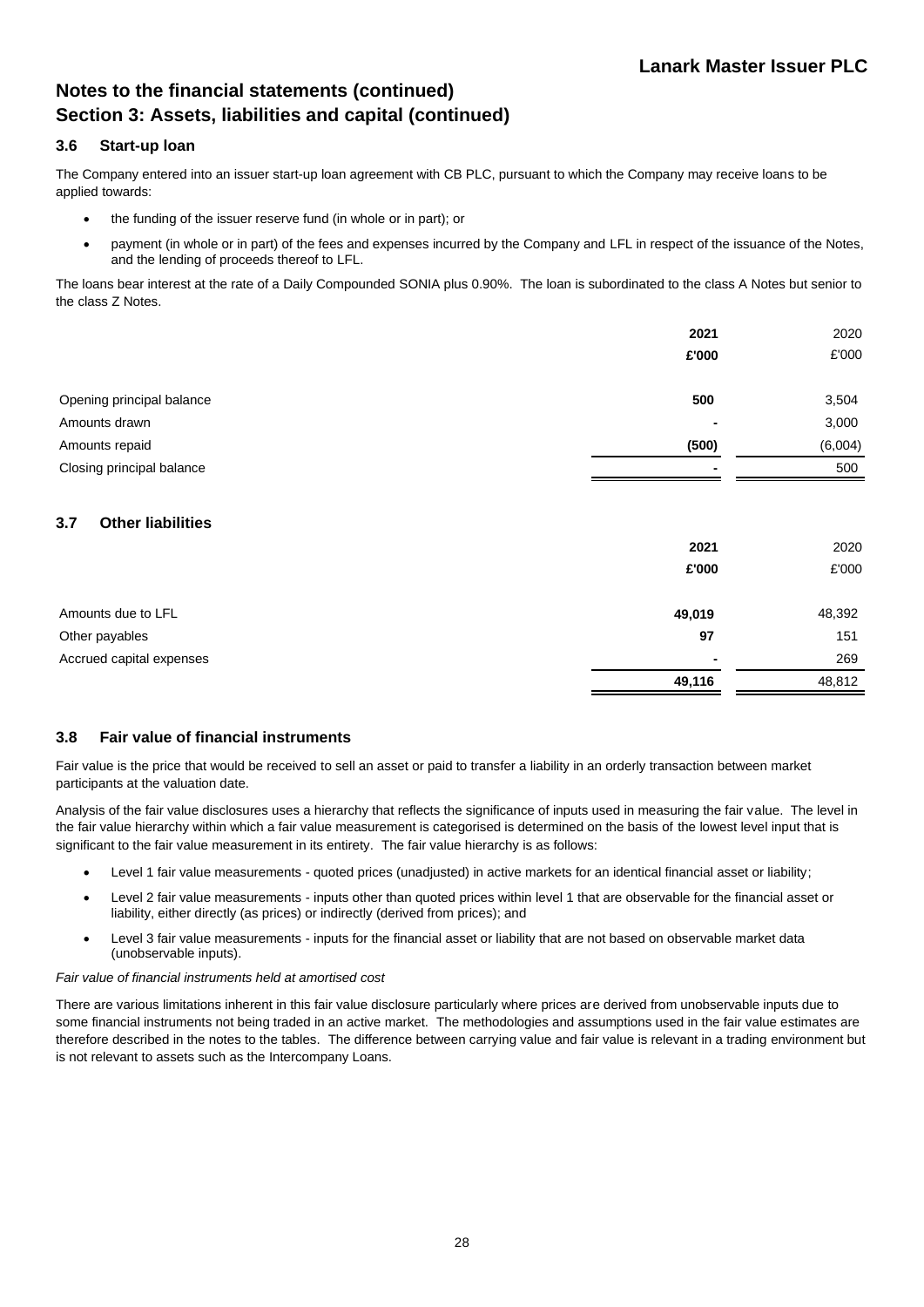# Notes to the financial statements (continued)
## Section 3: Assets, liabilities and capital (continued)

### 3.6 Start-up loan

The Company entered into an issuer start-up loan agreement with CB PLC, pursuant to which the Company may receive loans to be applied towards:

- the funding of the issuer reserve fund (in whole or in part); or
- payment (in whole or in part) of the fees and expenses incurred by the Company and LFL in respect of the issuance of the Notes, and the lending of proceeds thereof to LFL.

The loans bear interest at the rate of a Daily Compounded SONIA plus 0.90%. The loan is subordinated to the class A Notes but senior to the class Z Notes.

| | **2021** | 2020 |
|---|---|---|
| | **£'000** | £'000 |
| Opening principal balance | **500** | 3,504 |
| Amounts drawn | **-** | 3,000 |
| Amounts repaid | **(500)** | (6,004) |
| Closing principal balance | **-** | 500 |

### 3.7 Other liabilities

| | **2021** | 2020 |
|---|---|---|
| | **£'000** | £'000 |
| Amounts due to LFL | **49,019** | 48,392 |
| Other payables | **97** | 151 |
| Accrued capital expenses | **-** | 269 |
| | **49,116** | 48,812 |

### 3.8 Fair value of financial instruments

Fair value is the price that would be received to sell an asset or paid to transfer a liability in an orderly transaction between market participants at the valuation date.

Analysis of the fair value disclosures uses a hierarchy that reflects the significance of inputs used in measuring the fair value. The level in the fair value hierarchy within which a fair value measurement is categorised is determined on the basis of the lowest level input that is significant to the fair value measurement in its entirety. The fair value hierarchy is as follows:

- Level 1 fair value measurements - quoted prices (unadjusted) in active markets for an identical financial asset or liability;
- Level 2 fair value measurements - inputs other than quoted prices within level 1 that are observable for the financial asset or liability, either directly (as prices) or indirectly (derived from prices); and
- Level 3 fair value measurements - inputs for the financial asset or liability that are not based on observable market data (unobservable inputs).

*Fair value of financial instruments held at amortised cost*

There are various limitations inherent in this fair value disclosure particularly where prices are derived from unobservable inputs due to some financial instruments not being traded in an active market. The methodologies and assumptions used in the fair value estimates are therefore described in the notes to the tables. The difference between carrying value and fair value is relevant in a trading environment but is not relevant to assets such as the Intercompany Loans.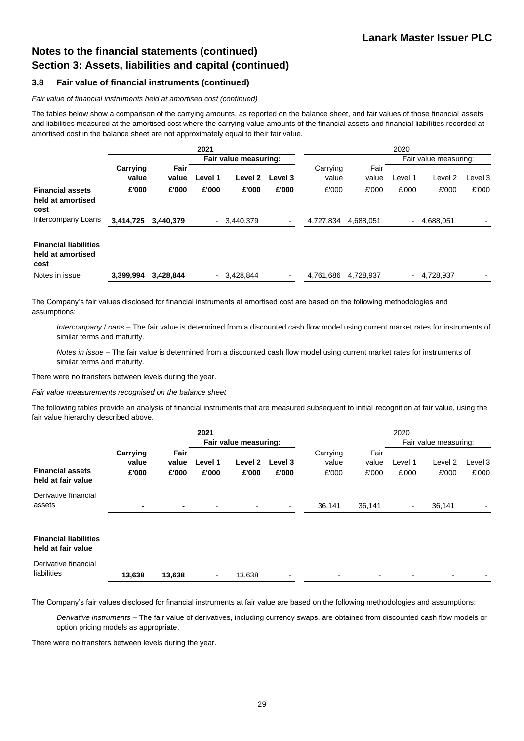# Notes to the financial statements (continued)
## Section 3: Assets, liabilities and capital (continued)

### 3.8 Fair value of financial instruments (continued)

*Fair value of financial instruments held at amortised cost (continued)*

The tables below show a comparison of the carrying amounts, as reported on the balance sheet, and fair values of those financial assets and liabilities measured at the amortised cost where the carrying value amounts of the financial assets and financial liabilities recorded at amortised cost in the balance sheet are not approximately equal to their fair value.

| | 2021 | | | | | 2020 | | | | |
|---|---|---|---|---|---|---|---|---|---|---|
| | | | Fair value measuring: | | | | | Fair value measuring: | | |
| | Carrying value | Fair value | Level 1 | Level 2 | Level 3 | Carrying value | Fair value | Level 1 | Level 2 | Level 3 |
| **Financial assets held at amortised cost** | £'000 | £'000 | £'000 | £'000 | £'000 | £'000 | £'000 | £'000 | £'000 | £'000 |
| Intercompany Loans | 3,414,725 | 3,440,379 | - | 3,440,379 | - | 4,727,834 | 4,688,051 | - | 4,688,051 | - |
| **Financial liabilities held at amortised cost** | | | | | | | | | | |
| Notes in issue | 3,399,994 | 3,428,844 | - | 3,428,844 | - | 4,761,686 | 4,728,937 | - | 4,728,937 | - |

The Company's fair values disclosed for financial instruments at amortised cost are based on the following methodologies and assumptions:

*Intercompany Loans* – The fair value is determined from a discounted cash flow model using current market rates for instruments of similar terms and maturity.

*Notes in issue* – The fair value is determined from a discounted cash flow model using current market rates for instruments of similar terms and maturity.

There were no transfers between levels during the year.

*Fair value measurements recognised on the balance sheet*

The following tables provide an analysis of financial instruments that are measured subsequent to initial recognition at fair value, using the fair value hierarchy described above.

| | 2021 | | | | | 2020 | | | | |
|---|---|---|---|---|---|---|---|---|---|---|
| | | | Fair value measuring: | | | | | Fair value measuring: | | |
| | Carrying value | Fair value | Level 1 | Level 2 | Level 3 | Carrying value | Fair value | Level 1 | Level 2 | Level 3 |
| **Financial assets held at fair value** | £'000 | £'000 | £'000 | £'000 | £'000 | £'000 | £'000 | £'000 | £'000 | £'000 |
| Derivative financial assets | - | - | - | - | - | 36,141 | 36,141 | - | 36,141 | - |
| **Financial liabilities held at fair value** | | | | | | | | | | |
| Derivative financial liabilities | 13,638 | 13,638 | - | 13,638 | - | - | - | - | - | - |

The Company's fair values disclosed for financial instruments at fair value are based on the following methodologies and assumptions:

*Derivative instruments* – The fair value of derivatives, including currency swaps, are obtained from discounted cash flow models or option pricing models as appropriate.

There were no transfers between levels during the year.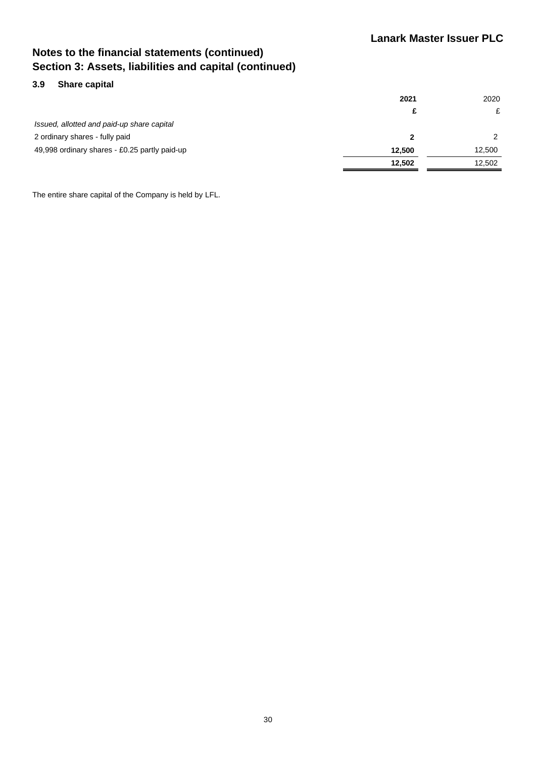# Notes to the financial statements (continued)

## Section 3: Assets, liabilities and capital (continued)

### 3.9 Share capital

| | 2021 | 2020 |
|---|---|---|
| | £ | £ |
| *Issued, allotted and paid-up share capital* | | |
| 2 ordinary shares - fully paid | **2** | 2 |
| 49,998 ordinary shares - £0.25 partly paid-up | **12,500** | 12,500 |
| | **12,502** | 12,502 |

The entire share capital of the Company is held by LFL.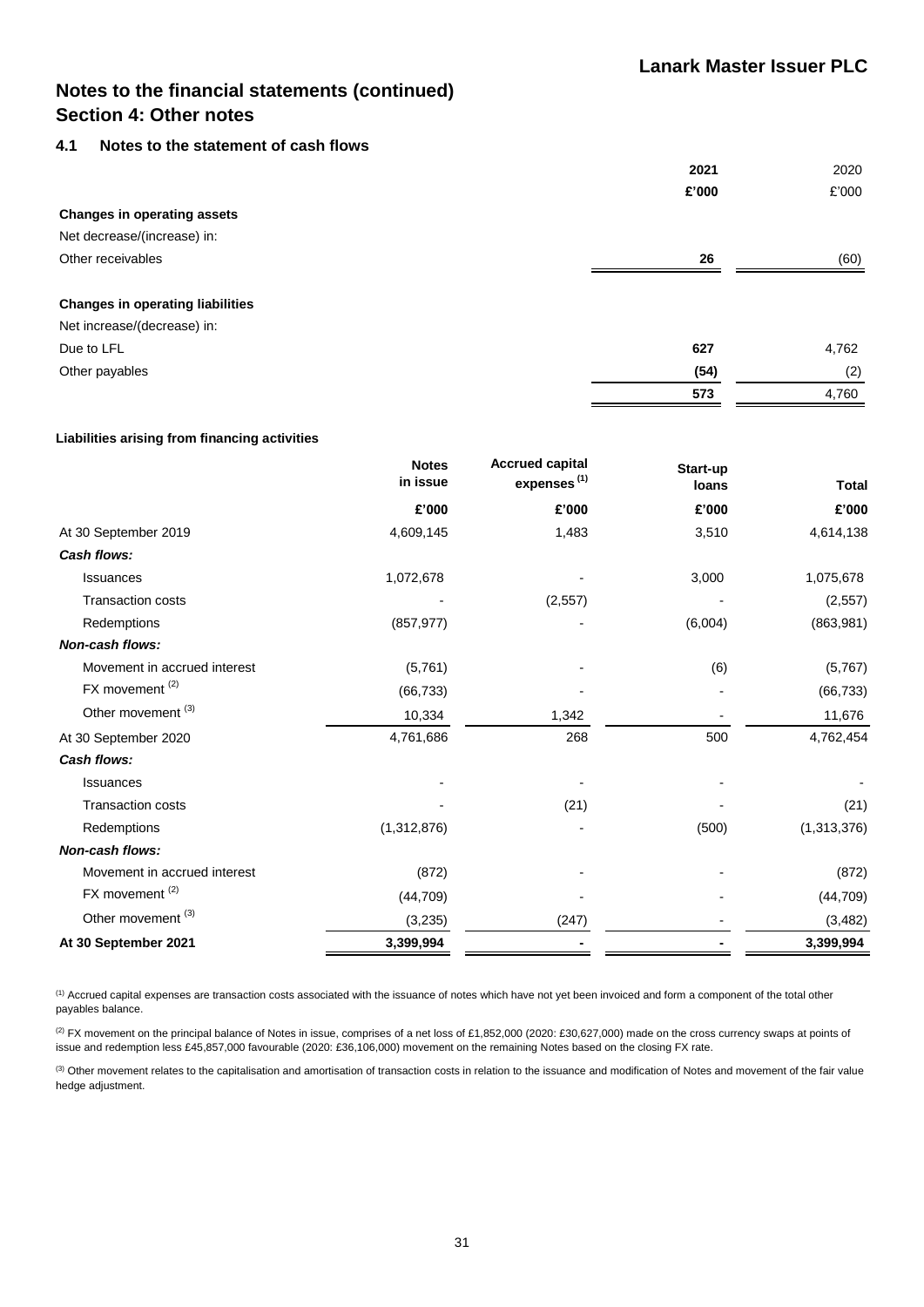## Notes to the financial statements (continued)

## Section 4: Other notes

### 4.1 Notes to the statement of cash flows

| | 2021 | 2020 |
|---|---|---|
| | £'000 | £'000 |
| **Changes in operating assets** | | |
| Net decrease/(increase) in: | | |
| Other receivables | **26** | (60) |
| | | |
| **Changes in operating liabilities** | | |
| Net increase/(decrease) in: | | |
| Due to LFL | **627** | 4,762 |
| Other payables | **(54)** | (2) |
| | **573** | 4,760 |

**Liabilities arising from financing activities**

| | Notes in issue | Accrued capital expenses [(1)] | Start-up loans | Total |
|---|---|---|---|---|
| | £'000 | £'000 | £'000 | £'000 |
| At 30 September 2019 | 4,609,145 | 1,483 | 3,510 | 4,614,138 |
| ***Cash flows:*** | | | | |
| Issuances | 1,072,678 | - | 3,000 | 1,075,678 |
| Transaction costs | - | (2,557) | - | (2,557) |
| Redemptions | (857,977) | - | (6,004) | (863,981) |
| ***Non-cash flows:*** | | | | |
| Movement in accrued interest | (5,761) | - | (6) | (5,767) |
| FX movement [(2)] | (66,733) | - | - | (66,733) |
| Other movement [(3)] | 10,334 | 1,342 | - | 11,676 |
| At 30 September 2020 | 4,761,686 | 268 | 500 | 4,762,454 |
| ***Cash flows:*** | | | | |
| Issuances | - | - | - | - |
| Transaction costs | - | (21) | - | (21) |
| Redemptions | (1,312,876) | - | (500) | (1,313,376) |
| ***Non-cash flows:*** | | | | |
| Movement in accrued interest | (872) | - | - | (872) |
| FX movement [(2)] | (44,709) | - | - | (44,709) |
| Other movement [(3)] | (3,235) | (247) | - | (3,482) |
| **At 30 September 2021** | **3,399,994** | **-** | **-** | **3,399,994** |

[(1)] Accrued capital expenses are transaction costs associated with the issuance of notes which have not yet been invoiced and form a component of the total other payables balance.

[(2)] FX movement on the principal balance of Notes in issue, comprises of a net loss of £1,852,000 (2020: £30,627,000) made on the cross currency swaps at points of issue and redemption less £45,857,000 favourable (2020: £36,106,000) movement on the remaining Notes based on the closing FX rate.

[(3)] Other movement relates to the capitalisation and amortisation of transaction costs in relation to the issuance and modification of Notes and movement of the fair value hedge adjustment.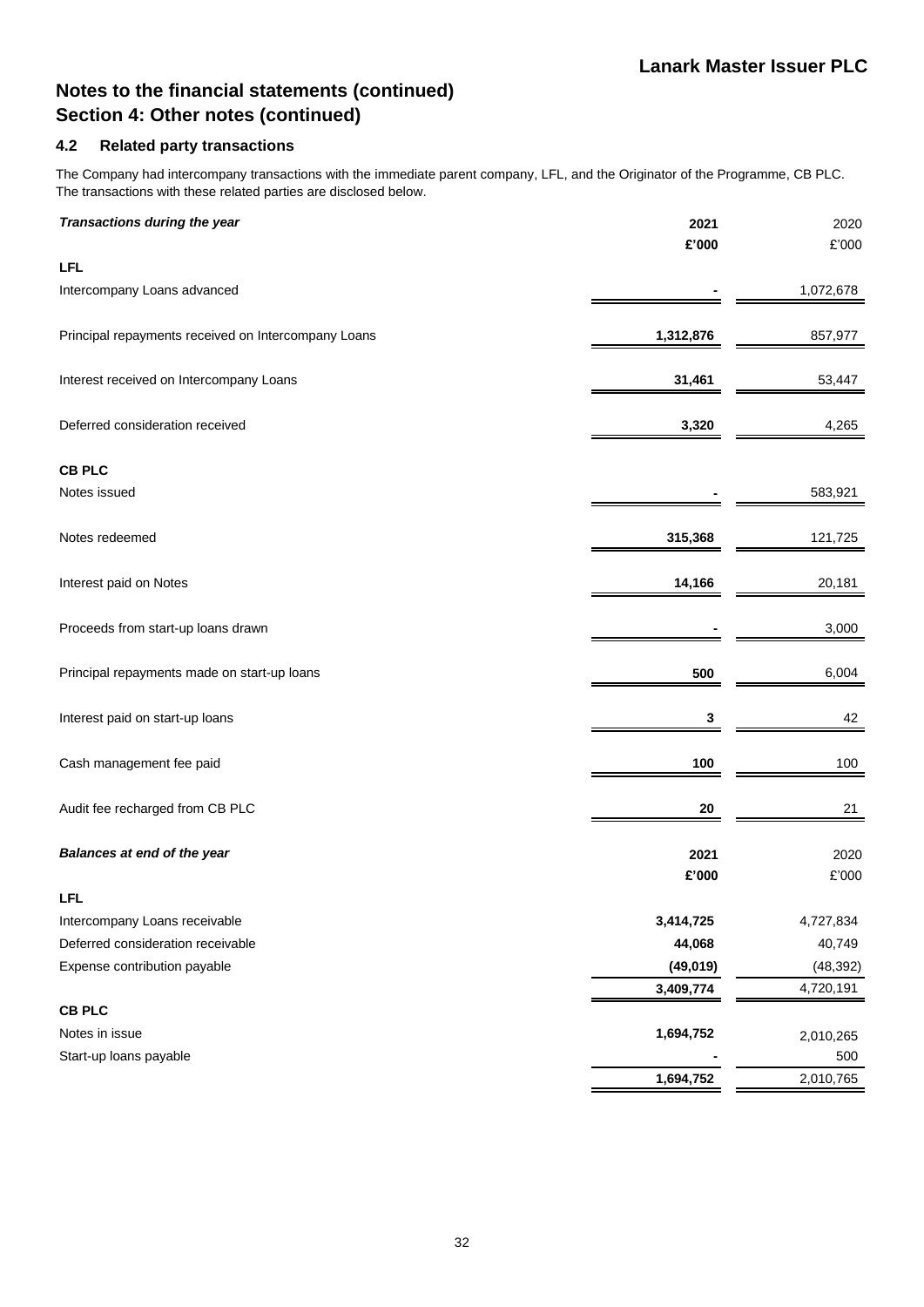# Notes to the financial statements (continued)
## Section 4: Other notes (continued)

### 4.2 Related party transactions

The Company had intercompany transactions with the immediate parent company, LFL, and the Originator of the Programme, CB PLC. The transactions with these related parties are disclosed below.

| ***Transactions during the year*** | **2021** | 2020 |
|---|---|---|
| | **£'000** | £'000 |
| **LFL** | | |
| Intercompany Loans advanced | **-** | 1,072,678 |
| Principal repayments received on Intercompany Loans | **1,312,876** | 857,977 |
| Interest received on Intercompany Loans | **31,461** | 53,447 |
| Deferred consideration received | **3,320** | 4,265 |
| **CB PLC** | | |
| Notes issued | **-** | 583,921 |
| Notes redeemed | **315,368** | 121,725 |
| Interest paid on Notes | **14,166** | 20,181 |
| Proceeds from start-up loans drawn | **-** | 3,000 |
| Principal repayments made on start-up loans | **500** | 6,004 |
| Interest paid on start-up loans | **3** | 42 |
| Cash management fee paid | **100** | 100 |
| Audit fee recharged from CB PLC | **20** | 21 |

| ***Balances at end of the year*** | **2021** | 2020 |
|---|---|---|
| | **£'000** | £'000 |
| **LFL** | | |
| Intercompany Loans receivable | **3,414,725** | 4,727,834 |
| Deferred consideration receivable | **44,068** | 40,749 |
| Expense contribution payable | **(49,019)** | (48,392) |
| | **3,409,774** | 4,720,191 |
| **CB PLC** | | |
| Notes in issue | **1,694,752** | 2,010,265 |
| Start-up loans payable | **-** | 500 |
| | **1,694,752** | 2,010,765 |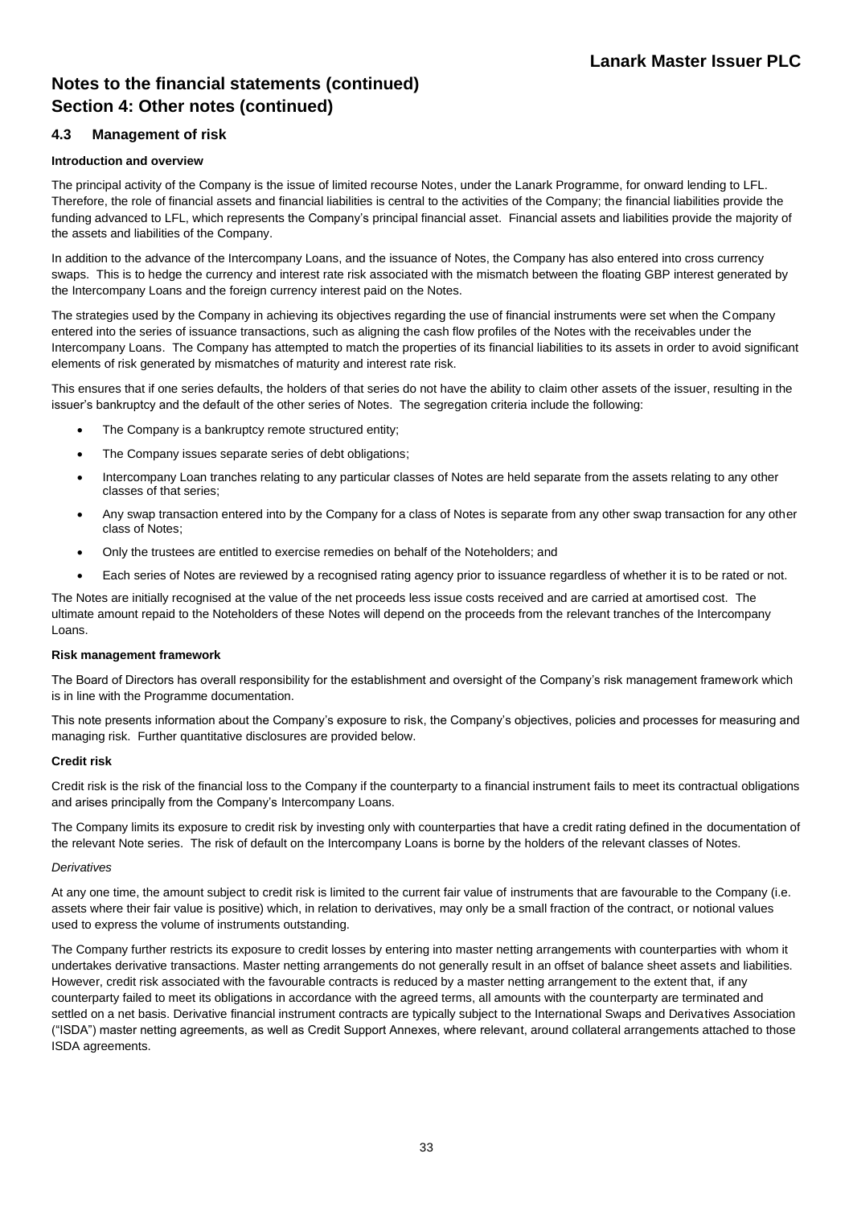# Notes to the financial statements (continued)
## Section 4: Other notes (continued)

### 4.3 Management of risk

**Introduction and overview**

The principal activity of the Company is the issue of limited recourse Notes, under the Lanark Programme, for onward lending to LFL. Therefore, the role of financial assets and financial liabilities is central to the activities of the Company; the financial liabilities provide the funding advanced to LFL, which represents the Company's principal financial asset. Financial assets and liabilities provide the majority of the assets and liabilities of the Company.

In addition to the advance of the Intercompany Loans, and the issuance of Notes, the Company has also entered into cross currency swaps. This is to hedge the currency and interest rate risk associated with the mismatch between the floating GBP interest generated by the Intercompany Loans and the foreign currency interest paid on the Notes.

The strategies used by the Company in achieving its objectives regarding the use of financial instruments were set when the Company entered into the series of issuance transactions, such as aligning the cash flow profiles of the Notes with the receivables under the Intercompany Loans. The Company has attempted to match the properties of its financial liabilities to its assets in order to avoid significant elements of risk generated by mismatches of maturity and interest rate risk.

This ensures that if one series defaults, the holders of that series do not have the ability to claim other assets of the issuer, resulting in the issuer's bankruptcy and the default of the other series of Notes. The segregation criteria include the following:

- The Company is a bankruptcy remote structured entity;
- The Company issues separate series of debt obligations;
- Intercompany Loan tranches relating to any particular classes of Notes are held separate from the assets relating to any other classes of that series;
- Any swap transaction entered into by the Company for a class of Notes is separate from any other swap transaction for any other class of Notes;
- Only the trustees are entitled to exercise remedies on behalf of the Noteholders; and
- Each series of Notes are reviewed by a recognised rating agency prior to issuance regardless of whether it is to be rated or not.

The Notes are initially recognised at the value of the net proceeds less issue costs received and are carried at amortised cost. The ultimate amount repaid to the Noteholders of these Notes will depend on the proceeds from the relevant tranches of the Intercompany Loans.

**Risk management framework**

The Board of Directors has overall responsibility for the establishment and oversight of the Company's risk management framework which is in line with the Programme documentation.

This note presents information about the Company's exposure to risk, the Company's objectives, policies and processes for measuring and managing risk. Further quantitative disclosures are provided below.

**Credit risk**

Credit risk is the risk of the financial loss to the Company if the counterparty to a financial instrument fails to meet its contractual obligations and arises principally from the Company's Intercompany Loans.

The Company limits its exposure to credit risk by investing only with counterparties that have a credit rating defined in the documentation of the relevant Note series. The risk of default on the Intercompany Loans is borne by the holders of the relevant classes of Notes.

*Derivatives*

At any one time, the amount subject to credit risk is limited to the current fair value of instruments that are favourable to the Company (i.e. assets where their fair value is positive) which, in relation to derivatives, may only be a small fraction of the contract, or notional values used to express the volume of instruments outstanding.

The Company further restricts its exposure to credit losses by entering into master netting arrangements with counterparties with whom it undertakes derivative transactions. Master netting arrangements do not generally result in an offset of balance sheet assets and liabilities. However, credit risk associated with the favourable contracts is reduced by a master netting arrangement to the extent that, if any counterparty failed to meet its obligations in accordance with the agreed terms, all amounts with the counterparty are terminated and settled on a net basis. Derivative financial instrument contracts are typically subject to the International Swaps and Derivatives Association ("ISDA") master netting agreements, as well as Credit Support Annexes, where relevant, around collateral arrangements attached to those ISDA agreements.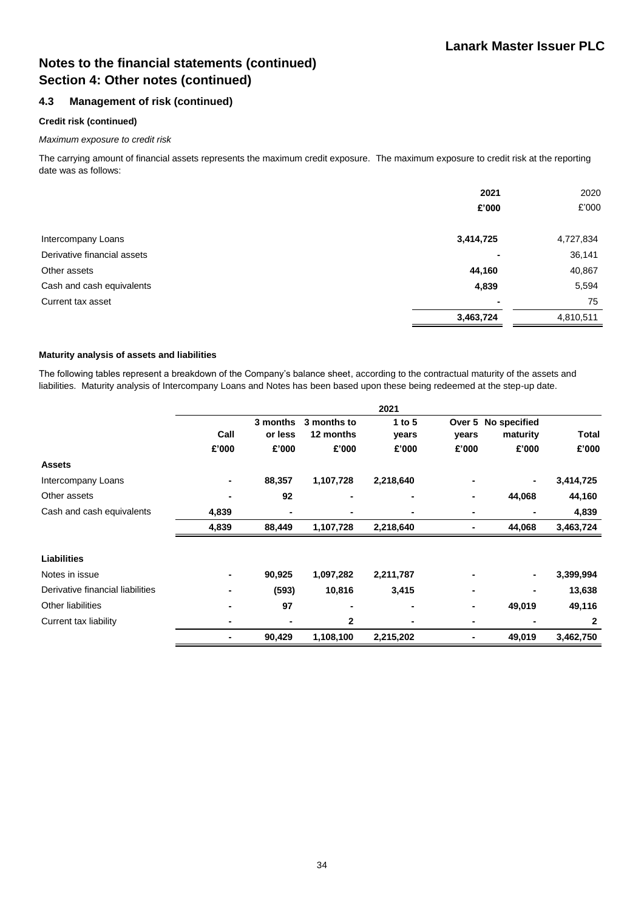# Notes to the financial statements (continued)

## Section 4: Other notes (continued)

### 4.3 Management of risk (continued)

**Credit risk (continued)**

*Maximum exposure to credit risk*

The carrying amount of financial assets represents the maximum credit exposure. The maximum exposure to credit risk at the reporting date was as follows:

| | **2021** | 2020 |
|---|---|---|
| | **£'000** | £'000 |
| Intercompany Loans | **3,414,725** | 4,727,834 |
| Derivative financial assets | **-** | 36,141 |
| Other assets | **44,160** | 40,867 |
| Cash and cash equivalents | **4,839** | 5,594 |
| Current tax asset | **-** | 75 |
| | **3,463,724** | 4,810,511 |

**Maturity analysis of assets and liabilities**

The following tables represent a breakdown of the Company's balance sheet, according to the contractual maturity of the assets and liabilities. Maturity analysis of Intercompany Loans and Notes has been based upon these being redeemed at the step-up date.

| | **2021** | | | | | | |
|---|---|---|---|---|---|---|---|
| | **Call** | **3 months or less** | **3 months to 12 months** | **1 to 5 years** | **Over 5 years** | **No specified maturity** | **Total** |
| | **£'000** | **£'000** | **£'000** | **£'000** | **£'000** | **£'000** | **£'000** |
| **Assets** | | | | | | | |
| Intercompany Loans | **-** | **88,357** | **1,107,728** | **2,218,640** | **-** | **-** | **3,414,725** |
| Other assets | **-** | **92** | **-** | **-** | **-** | **44,068** | **44,160** |
| Cash and cash equivalents | **4,839** | **-** | **-** | **-** | **-** | **-** | **4,839** |
| | **4,839** | **88,449** | **1,107,728** | **2,218,640** | **-** | **44,068** | **3,463,724** |
| **Liabilities** | | | | | | | |
| Notes in issue | **-** | **90,925** | **1,097,282** | **2,211,787** | **-** | **-** | **3,399,994** |
| Derivative financial liabilities | **-** | **(593)** | **10,816** | **3,415** | **-** | **-** | **13,638** |
| Other liabilities | **-** | **97** | **-** | **-** | **-** | **49,019** | **49,116** |
| Current tax liability | **-** | **-** | **2** | **-** | **-** | **-** | **2** |
| | **-** | **90,429** | **1,108,100** | **2,215,202** | **-** | **49,019** | **3,462,750** |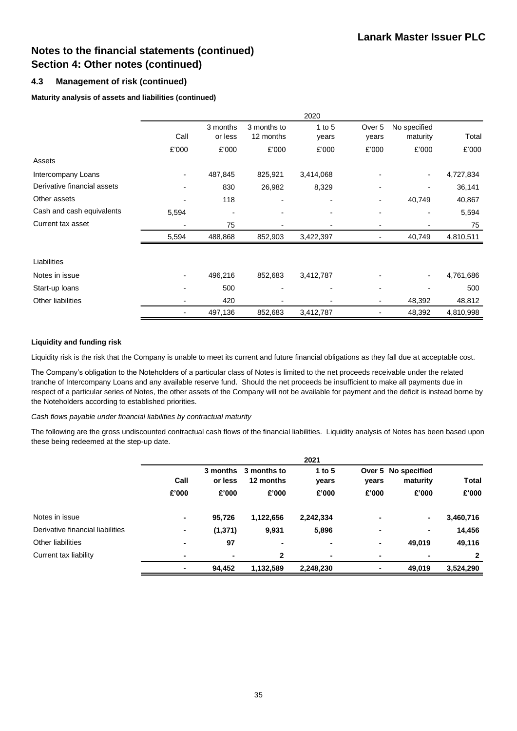## Notes to the financial statements (continued)
## Section 4: Other notes (continued)

### 4.3 Management of risk (continued)

**Maturity analysis of assets and liabilities (continued)**

| | 2020 | | | | | | |
|---|---|---|---|---|---|---|---|
| | Call | 3 months or less | 3 months to 12 months | 1 to 5 years | Over 5 years | No specified maturity | Total |
| | £'000 | £'000 | £'000 | £'000 | £'000 | £'000 | £'000 |
| Assets | | | | | | | |
| Intercompany Loans | - | 487,845 | 825,921 | 3,414,068 | - | - | 4,727,834 |
| Derivative financial assets | - | 830 | 26,982 | 8,329 | - | - | 36,141 |
| Other assets | - | 118 | - | - | - | 40,749 | 40,867 |
| Cash and cash equivalents | 5,594 | - | - | - | - | - | 5,594 |
| Current tax asset | - | 75 | - | - | - | - | 75 |
| | 5,594 | 488,868 | 852,903 | 3,422,397 | - | 40,749 | 4,810,511 |
| Liabilities | | | | | | | |
| Notes in issue | - | 496,216 | 852,683 | 3,412,787 | - | - | 4,761,686 |
| Start-up loans | - | 500 | - | - | - | - | 500 |
| Other liabilities | - | 420 | - | - | - | 48,392 | 48,812 |
| | - | 497,136 | 852,683 | 3,412,787 | - | 48,392 | 4,810,998 |

**Liquidity and funding risk**

Liquidity risk is the risk that the Company is unable to meet its current and future financial obligations as they fall due at acceptable cost.

The Company's obligation to the Noteholders of a particular class of Notes is limited to the net proceeds receivable under the related tranche of Intercompany Loans and any available reserve fund. Should the net proceeds be insufficient to make all payments due in respect of a particular series of Notes, the other assets of the Company will not be available for payment and the deficit is instead borne by the Noteholders according to established priorities.

*Cash flows payable under financial liabilities by contractual maturity*

The following are the gross undiscounted contractual cash flows of the financial liabilities. Liquidity analysis of Notes has been based upon these being redeemed at the step-up date.

| | **2021** | | | | | | |
|---|---|---|---|---|---|---|---|
| | **Call** | **3 months or less** | **3 months to 12 months** | **1 to 5 years** | **Over 5 years** | **No specified maturity** | **Total** |
| | **£'000** | **£'000** | **£'000** | **£'000** | **£'000** | **£'000** | **£'000** |
| Notes in issue | **-** | **95,726** | **1,122,656** | **2,242,334** | **-** | **-** | **3,460,716** |
| Derivative financial liabilities | **-** | **(1,371)** | **9,931** | **5,896** | **-** | **-** | **14,456** |
| Other liabilities | **-** | **97** | **-** | **-** | **-** | **49,019** | **49,116** |
| Current tax liability | **-** | **-** | **2** | **-** | **-** | **-** | **2** |
| | **-** | **94,452** | **1,132,589** | **2,248,230** | **-** | **49,019** | **3,524,290** |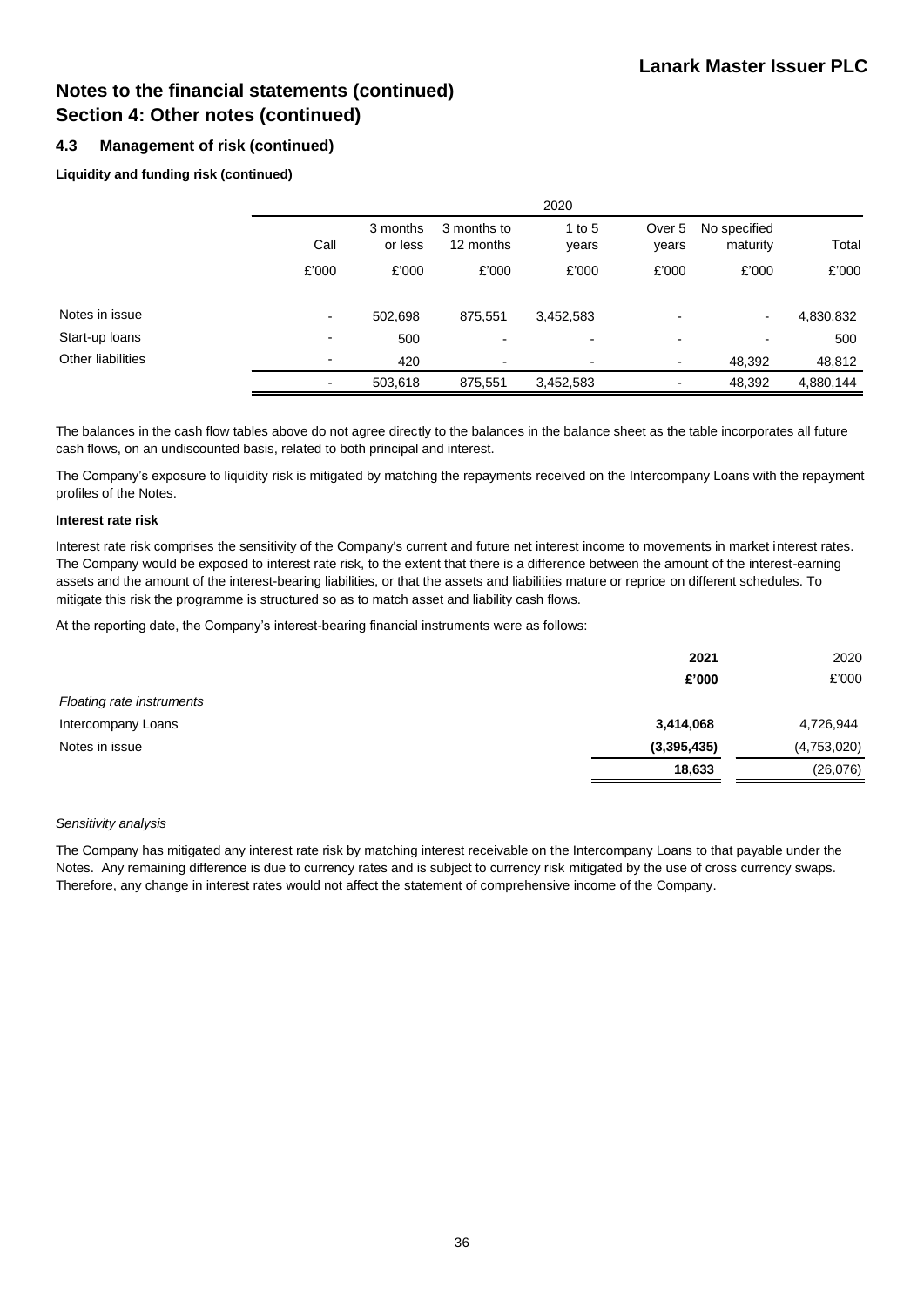# Notes to the financial statements (continued)
## Section 4: Other notes (continued)

### 4.3 Management of risk (continued)

**Liquidity and funding risk (continued)**

| | 2020 | | | | | | |
|---|---|---|---|---|---|---|---|
| | Call | 3 months or less | 3 months to 12 months | 1 to 5 years | Over 5 years | No specified maturity | Total |
| | £'000 | £'000 | £'000 | £'000 | £'000 | £'000 | £'000 |
| Notes in issue | - | 502,698 | 875,551 | 3,452,583 | - | - | 4,830,832 |
| Start-up loans | - | 500 | - | - | - | - | 500 |
| Other liabilities | - | 420 | - | - | - | 48,392 | 48,812 |
| | - | 503,618 | 875,551 | 3,452,583 | - | 48,392 | 4,880,144 |

The balances in the cash flow tables above do not agree directly to the balances in the balance sheet as the table incorporates all future cash flows, on an undiscounted basis, related to both principal and interest.

The Company's exposure to liquidity risk is mitigated by matching the repayments received on the Intercompany Loans with the repayment profiles of the Notes.

**Interest rate risk**

Interest rate risk comprises the sensitivity of the Company's current and future net interest income to movements in market interest rates. The Company would be exposed to interest rate risk, to the extent that there is a difference between the amount of the interest-earning assets and the amount of the interest-bearing liabilities, or that the assets and liabilities mature or reprice on different schedules. To mitigate this risk the programme is structured so as to match asset and liability cash flows.

At the reporting date, the Company's interest-bearing financial instruments were as follows:

| | **2021** | 2020 |
|---|---|---|
| | **£'000** | £'000 |
| *Floating rate instruments* | | |
| Intercompany Loans | **3,414,068** | 4,726,944 |
| Notes in issue | **(3,395,435)** | (4,753,020) |
| | **18,633** | (26,076) |

*Sensitivity analysis*

The Company has mitigated any interest rate risk by matching interest receivable on the Intercompany Loans to that payable under the Notes. Any remaining difference is due to currency rates and is subject to currency risk mitigated by the use of cross currency swaps. Therefore, any change in interest rates would not affect the statement of comprehensive income of the Company.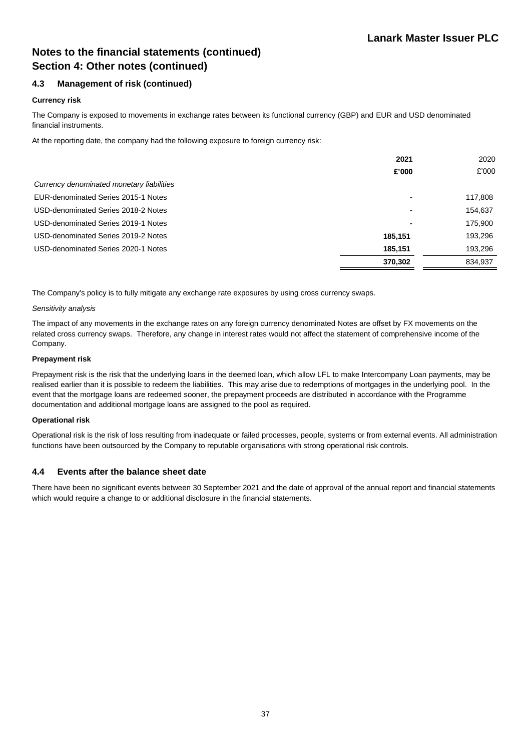# Notes to the financial statements (continued)
# Section 4: Other notes (continued)

## 4.3 Management of risk (continued)

**Currency risk**

The Company is exposed to movements in exchange rates between its functional currency (GBP) and EUR and USD denominated financial instruments.

At the reporting date, the company had the following exposure to foreign currency risk:

| | **2021** | 2020 |
|---|---|---|
| | **£'000** | £'000 |
| *Currency denominated monetary liabilities* | | |
| EUR-denominated Series 2015-1 Notes | **-** | 117,808 |
| USD-denominated Series 2018-2 Notes | **-** | 154,637 |
| USD-denominated Series 2019-1 Notes | **-** | 175,900 |
| USD-denominated Series 2019-2 Notes | **185,151** | 193,296 |
| USD-denominated Series 2020-1 Notes | **185,151** | 193,296 |
| | **370,302** | 834,937 |

The Company's policy is to fully mitigate any exchange rate exposures by using cross currency swaps.

*Sensitivity analysis*

The impact of any movements in the exchange rates on any foreign currency denominated Notes are offset by FX movements on the related cross currency swaps. Therefore, any change in interest rates would not affect the statement of comprehensive income of the Company.

**Prepayment risk**

Prepayment risk is the risk that the underlying loans in the deemed loan, which allow LFL to make Intercompany Loan payments, may be realised earlier than it is possible to redeem the liabilities. This may arise due to redemptions of mortgages in the underlying pool. In the event that the mortgage loans are redeemed sooner, the prepayment proceeds are distributed in accordance with the Programme documentation and additional mortgage loans are assigned to the pool as required.

**Operational risk**

Operational risk is the risk of loss resulting from inadequate or failed processes, people, systems or from external events. All administration functions have been outsourced by the Company to reputable organisations with strong operational risk controls.

## 4.4 Events after the balance sheet date

There have been no significant events between 30 September 2021 and the date of approval of the annual report and financial statements which would require a change to or additional disclosure in the financial statements.